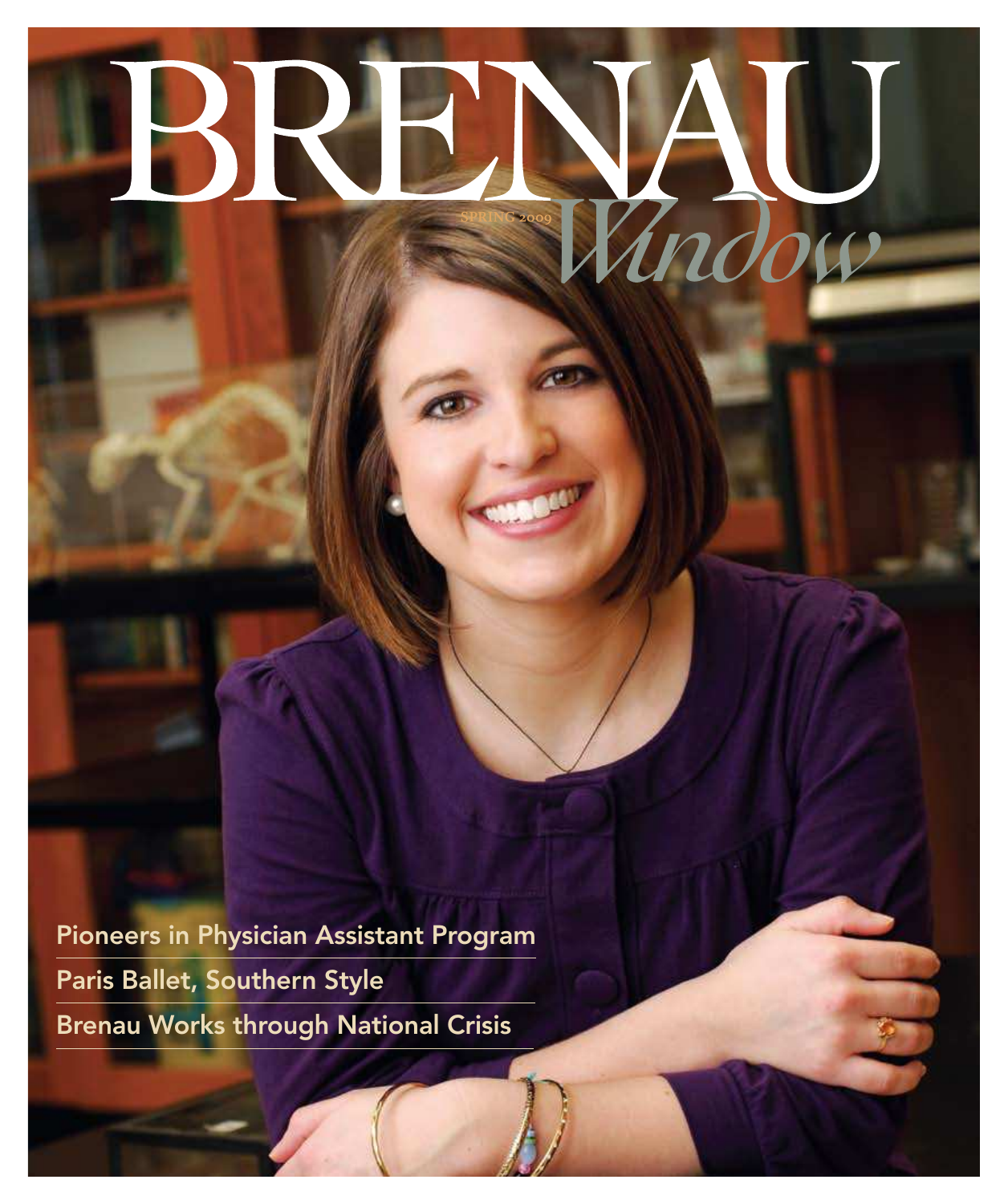# BRENAU *Window*

SPRING 2009

Pioneers in Physician Assistant Program

Paris Ballet, Southern Style

Brenau Works through National Crisis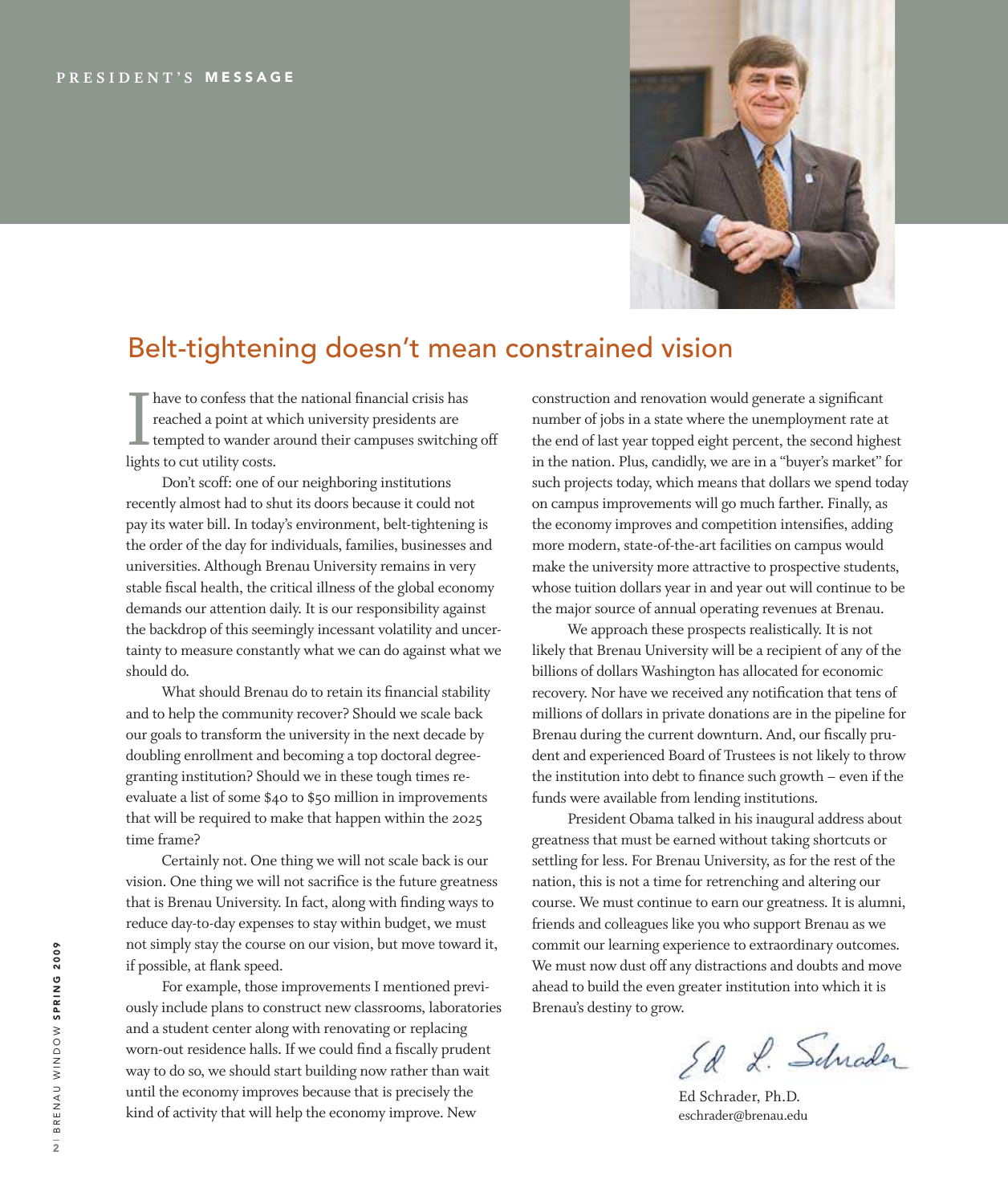PRESIDENT'S **MESSAGE**

# Belt-tightening doesn't mean constrained vision

I have to confess that the national financial crisis has reached a point at which university presidents are tempted to wander around their campuses switching off lights to cut utility costs.

Don't scoff: one of our neighboring institutions recently almost had to shut its doors because it could not pay its water bill. In today's environment, belt-tightening is the order of the day for individuals, families, businesses and universities. Although Brenau University remains in very stable fiscal health, the critical illness of the global economy demands our attention daily. It is our responsibility against the backdrop of this seemingly incessant volatility and uncertainty to measure constantly what we can do against what we should do.

What should Brenau do to retain its financial stability and to help the community recover? Should we scale back our goals to transform the university in the next decade by doubling enrollment and becoming a top doctoral degree-granting institution? Should we in these tough times re-evaluate a list of some $40 to $50 million in improvements that will be required to make that happen within the 2025 time frame?

Certainly not. One thing we will not scale back is our vision. One thing we will not sacrifice is the future greatness that is Brenau University. In fact, along with finding ways to reduce day-to-day expenses to stay within budget, we must not simply stay the course on our vision, but move toward it, if possible, at flank speed.

For example, those improvements I mentioned previously include plans to construct new classrooms, laboratories and a student center along with renovating or replacing worn-out residence halls. If we could find a fiscally prudent way to do so, we should start building now rather than wait until the economy improves because that is precisely the kind of activity that will help the economy improve. New construction and renovation would generate a significant number of jobs in a state where the unemployment rate at the end of last year topped eight percent, the second highest in the nation. Plus, candidly, we are in a "buyer's market" for such projects today, which means that dollars we spend today on campus improvements will go much farther. Finally, as the economy improves and competition intensifies, adding more modern, state-of-the-art facilities on campus would make the university more attractive to prospective students, whose tuition dollars year in and year out will continue to be the major source of annual operating revenues at Brenau.

We approach these prospects realistically. It is not likely that Brenau University will be a recipient of any of the billions of dollars Washington has allocated for economic recovery. Nor have we received any notification that tens of millions of dollars in private donations are in the pipeline for Brenau during the current downturn. And, our fiscally prudent and experienced Board of Trustees is not likely to throw the institution into debt to finance such growth – even if the funds were available from lending institutions.

President Obama talked in his inaugural address about greatness that must be earned without taking shortcuts or settling for less. For Brenau University, as for the rest of the nation, this is not a time for retrenching and altering our course. We must continue to earn our greatness. It is alumni, friends and colleagues like you who support Brenau as we commit our learning experience to extraordinary outcomes. We must now dust off any distractions and doubts and move ahead to build the even greater institution into which it is Brenau's destiny to grow.

Ed L. Schrader

Ed Schrader, Ph.D.
eschrader@brenau.edu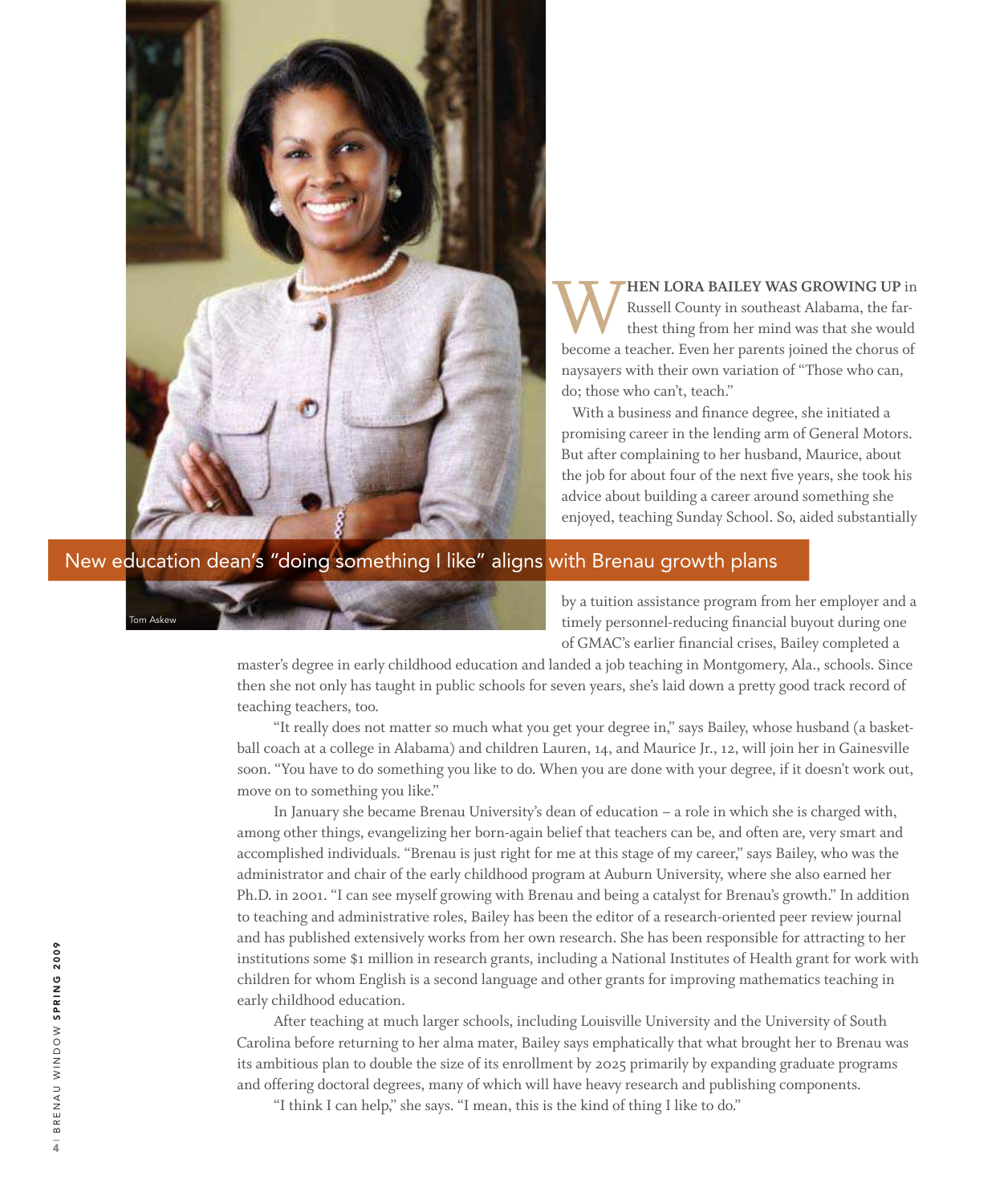## New education dean's "doing something I like" aligns with Brenau growth plans

Tom Askew

**WHEN LORA BAILEY WAS GROWING UP** in Russell County in southeast Alabama, the farthest thing from her mind was that she would become a teacher. Even her parents joined the chorus of naysayers with their own variation of "Those who can, do; those who can't, teach."

With a business and finance degree, she initiated a promising career in the lending arm of General Motors. But after complaining to her husband, Maurice, about the job for about four of the next five years, she took his advice about building a career around something she enjoyed, teaching Sunday School. So, aided substantially by a tuition assistance program from her employer and a timely personnel-reducing financial buyout during one of GMAC's earlier financial crises, Bailey completed a master's degree in early childhood education and landed a job teaching in Montgomery, Ala., schools. Since then she not only has taught in public schools for seven years, she's laid down a pretty good track record of teaching teachers, too.

"It really does not matter so much what you get your degree in," says Bailey, whose husband (a basketball coach at a college in Alabama) and children Lauren, 14, and Maurice Jr., 12, will join her in Gainesville soon. "You have to do something you like to do. When you are done with your degree, if it doesn't work out, move on to something you like."

In January she became Brenau University's dean of education – a role in which she is charged with, among other things, evangelizing her born-again belief that teachers can be, and often are, very smart and accomplished individuals. "Brenau is just right for me at this stage of my career," says Bailey, who was the administrator and chair of the early childhood program at Auburn University, where she also earned her Ph.D. in 2001. "I can see myself growing with Brenau and being a catalyst for Brenau's growth." In addition to teaching and administrative roles, Bailey has been the editor of a research-oriented peer review journal and has published extensively works from her own research. She has been responsible for attracting to her institutions some $1 million in research grants, including a National Institutes of Health grant for work with children for whom English is a second language and other grants for improving mathematics teaching in early childhood education.

After teaching at much larger schools, including Louisville University and the University of South Carolina before returning to her alma mater, Bailey says emphatically that what brought her to Brenau was its ambitious plan to double the size of its enrollment by 2025 primarily by expanding graduate programs and offering doctoral degrees, many of which will have heavy research and publishing components.

"I think I can help," she says. "I mean, this is the kind of thing I like to do."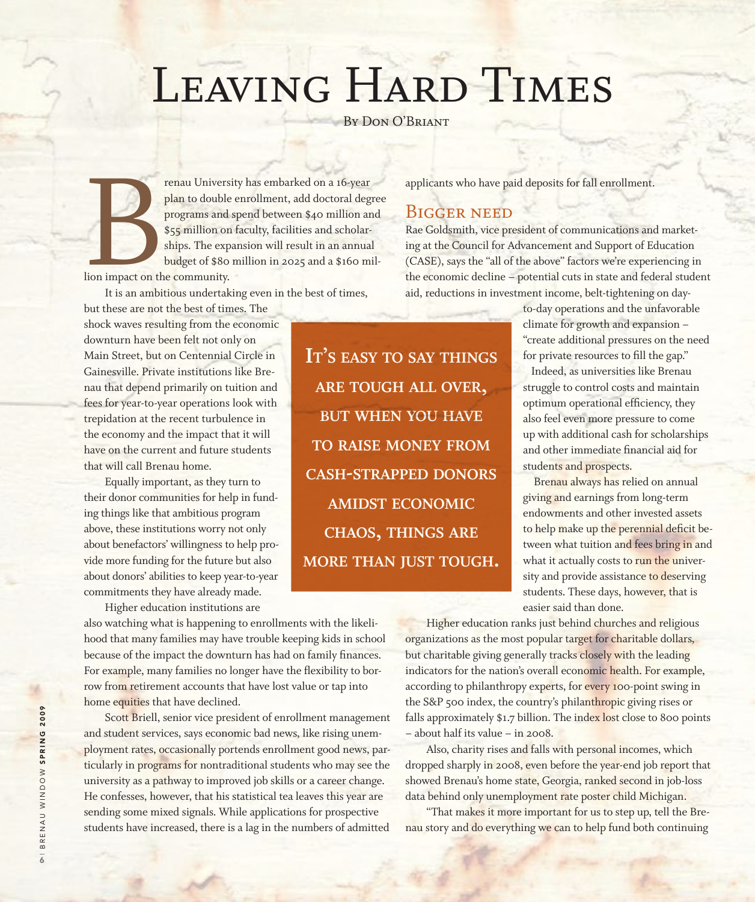# Leaving Hard Times

By Don O'Briant

Brenau University has embarked on a 16-year plan to double enrollment, add doctoral degree programs and spend between $40 million and $55 million on faculty, facilities and scholarships. The expansion will result in an annual budget of $80 million in 2025 and a $160 million impact on the community.

It is an ambitious undertaking even in the best of times, but these are not the best of times. The shock waves resulting from the economic downturn have been felt not only on Main Street, but on Centennial Circle in Gainesville. Private institutions like Brenau that depend primarily on tuition and fees for year-to-year operations look with trepidation at the recent turbulence in the economy and the impact that it will have on the current and future students that will call Brenau home.

Equally important, as they turn to their donor communities for help in funding things like that ambitious program above, these institutions worry not only about benefactors' willingness to help provide more funding for the future but also about donors' abilities to keep year-to-year commitments they have already made.

Higher education institutions are also watching what is happening to enrollments with the likelihood that many families may have trouble keeping kids in school because of the impact the downturn has had on family finances. For example, many families no longer have the flexibility to borrow from retirement accounts that have lost value or tap into home equities that have declined.

Scott Briell, senior vice president of enrollment management and student services, says economic bad news, like rising unemployment rates, occasionally portends enrollment good news, particularly in programs for nontraditional students who may see the university as a pathway to improved job skills or a career change. He confesses, however, that his statistical tea leaves this year are sending some mixed signals. While applications for prospective students have increased, there is a lag in the numbers of admitted applicants who have paid deposits for fall enrollment.

> **It's easy to say things are tough all over, but when you have to raise money from cash-strapped donors amidst economic chaos, things are more than just tough.**

## Bigger need

Rae Goldsmith, vice president of communications and marketing at the Council for Advancement and Support of Education (CASE), says the "all of the above" factors we're experiencing in the economic decline – potential cuts in state and federal student aid, reductions in investment income, belt-tightening on day-to-day operations and the unfavorable climate for growth and expansion – "create additional pressures on the need for private resources to fill the gap."

Indeed, as universities like Brenau struggle to control costs and maintain optimum operational efficiency, they also feel even more pressure to come up with additional cash for scholarships and other immediate financial aid for students and prospects.

Brenau always has relied on annual giving and earnings from long-term endowments and other invested assets to help make up the perennial deficit between what tuition and fees bring in and what it actually costs to run the university and provide assistance to deserving students. These days, however, that is easier said than done.

Higher education ranks just behind churches and religious organizations as the most popular target for charitable dollars, but charitable giving generally tracks closely with the leading indicators for the nation's overall economic health. For example, according to philanthropy experts, for every 100-point swing in the S&P 500 index, the country's philanthropic giving rises or falls approximately $1.7 billion. The index lost close to 800 points – about half its value – in 2008.

Also, charity rises and falls with personal incomes, which dropped sharply in 2008, even before the year-end job report that showed Brenau's home state, Georgia, ranked second in job-loss data behind only unemployment rate poster child Michigan.

"That makes it more important for us to step up, tell the Brenau story and do everything we can to help fund both continuing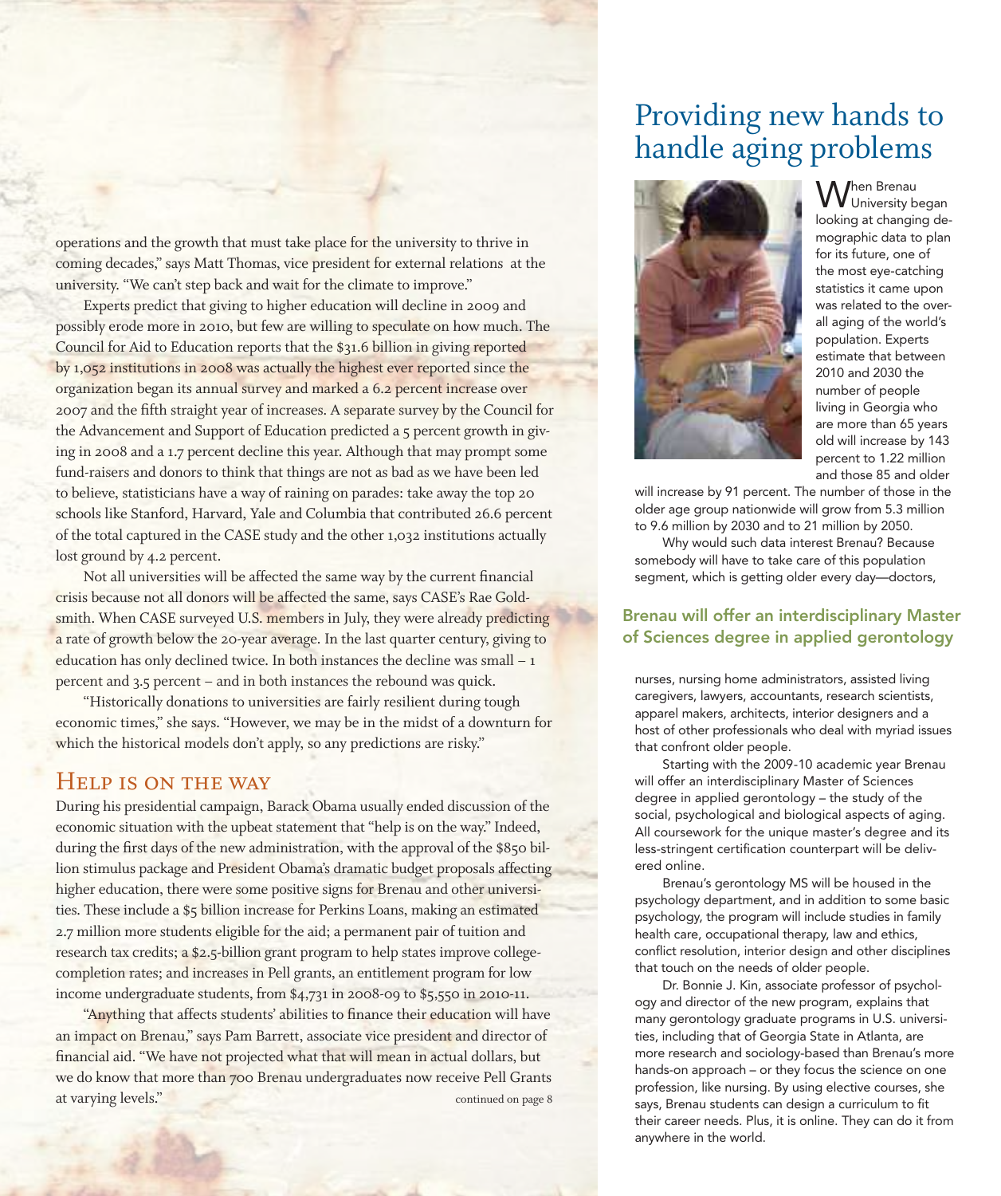operations and the growth that must take place for the university to thrive in coming decades," says Matt Thomas, vice president for external relations at the university. "We can't step back and wait for the climate to improve."

Experts predict that giving to higher education will decline in 2009 and possibly erode more in 2010, but few are willing to speculate on how much. The Council for Aid to Education reports that the $31.6 billion in giving reported by 1,052 institutions in 2008 was actually the highest ever reported since the organization began its annual survey and marked a 6.2 percent increase over 2007 and the fifth straight year of increases. A separate survey by the Council for the Advancement and Support of Education predicted a 5 percent growth in giving in 2008 and a 1.7 percent decline this year. Although that may prompt some fund-raisers and donors to think that things are not as bad as we have been led to believe, statisticians have a way of raining on parades: take away the top 20 schools like Stanford, Harvard, Yale and Columbia that contributed 26.6 percent of the total captured in the CASE study and the other 1,032 institutions actually lost ground by 4.2 percent.

Not all universities will be affected the same way by the current financial crisis because not all donors will be affected the same, says CASE's Rae Goldsmith. When CASE surveyed U.S. members in July, they were already predicting a rate of growth below the 20-year average. In the last quarter century, giving to education has only declined twice. In both instances the decline was small – 1 percent and 3.5 percent – and in both instances the rebound was quick.

"Historically donations to universities are fairly resilient during tough economic times," she says. "However, we may be in the midst of a downturn for which the historical models don't apply, so any predictions are risky."

## Help is on the way

During his presidential campaign, Barack Obama usually ended discussion of the economic situation with the upbeat statement that "help is on the way." Indeed, during the first days of the new administration, with the approval of the $850 billion stimulus package and President Obama's dramatic budget proposals affecting higher education, there were some positive signs for Brenau and other universities. These include a $5 billion increase for Perkins Loans, making an estimated 2.7 million more students eligible for the aid; a permanent pair of tuition and research tax credits; a $2.5-billion grant program to help states improve college-completion rates; and increases in Pell grants, an entitlement program for low income undergraduate students, from $4,731 in 2008-09 to $5,550 in 2010-11.

"Anything that affects students' abilities to finance their education will have an impact on Brenau," says Pam Barrett, associate vice president and director of financial aid. "We have not projected what that will mean in actual dollars, but we do know that more than 700 Brenau undergraduates now receive Pell Grants at varying levels."

continued on page 8

# Providing new hands to handle aging problems

When Brenau University began looking at changing demographic data to plan for its future, one of the most eye-catching statistics it came upon was related to the overall aging of the world's population. Experts estimate that between 2010 and 2030 the number of people living in Georgia who are more than 65 years old will increase by 143 percent to 1.22 million and those 85 and older will increase by 91 percent. The number of those in the older age group nationwide will grow from 5.3 million to 9.6 million by 2030 and to 21 million by 2050.

Why would such data interest Brenau? Because somebody will have to take care of this population segment, which is getting older every day—doctors, nurses, nursing home administrators, assisted living caregivers, lawyers, accountants, research scientists, apparel makers, architects, interior designers and a host of other professionals who deal with myriad issues that confront older people.

**Brenau will offer an interdisciplinary Master of Sciences degree in applied gerontology**

Starting with the 2009-10 academic year Brenau will offer an interdisciplinary Master of Sciences degree in applied gerontology – the study of the social, psychological and biological aspects of aging. All coursework for the unique master's degree and its less-stringent certification counterpart will be delivered online.

Brenau's gerontology MS will be housed in the psychology department, and in addition to some basic psychology, the program will include studies in family health care, occupational therapy, law and ethics, conflict resolution, interior design and other disciplines that touch on the needs of older people.

Dr. Bonnie J. Kin, associate professor of psychology and director of the new program, explains that many gerontology graduate programs in U.S. universities, including that of Georgia State in Atlanta, are more research and sociology-based than Brenau's more hands-on approach – or they focus the science on one profession, like nursing. By using elective courses, she says, Brenau students can design a curriculum to fit their career needs. Plus, it is online. They can do it from anywhere in the world.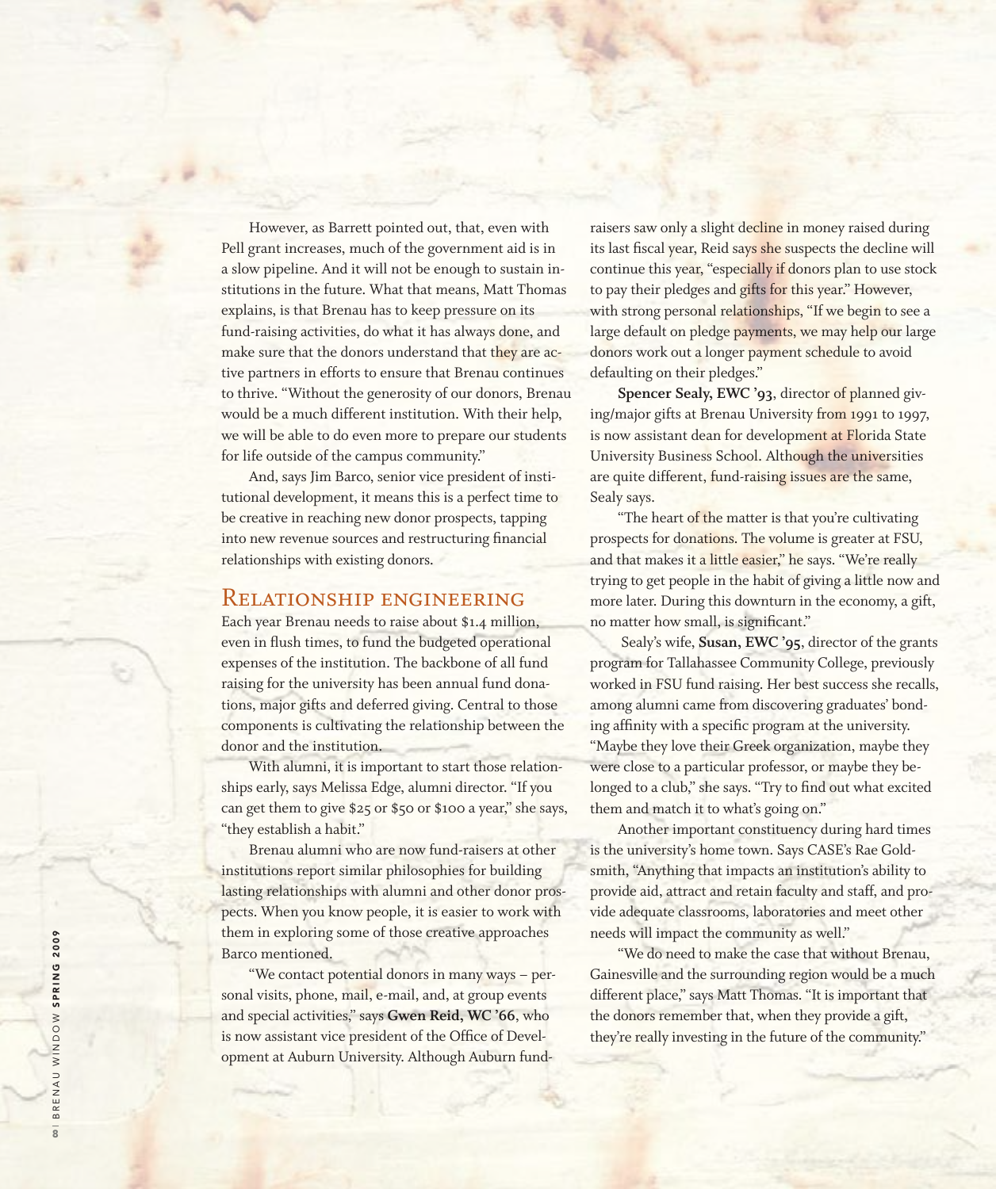However, as Barrett pointed out, that, even with Pell grant increases, much of the government aid is in a slow pipeline. And it will not be enough to sustain institutions in the future. What that means, Matt Thomas explains, is that Brenau has to keep pressure on its fund-raising activities, do what it has always done, and make sure that the donors understand that they are active partners in efforts to ensure that Brenau continues to thrive. "Without the generosity of our donors, Brenau would be a much different institution. With their help, we will be able to do even more to prepare our students for life outside of the campus community."

And, says Jim Barco, senior vice president of institutional development, it means this is a perfect time to be creative in reaching new donor prospects, tapping into new revenue sources and restructuring financial relationships with existing donors.

## Relationship engineering

Each year Brenau needs to raise about $1.4 million, even in flush times, to fund the budgeted operational expenses of the institution. The backbone of all fund raising for the university has been annual fund donations, major gifts and deferred giving. Central to those components is cultivating the relationship between the donor and the institution.

With alumni, it is important to start those relationships early, says Melissa Edge, alumni director. "If you can get them to give $25 or $50 or $100 a year," she says, "they establish a habit."

Brenau alumni who are now fund-raisers at other institutions report similar philosophies for building lasting relationships with alumni and other donor prospects. When you know people, it is easier to work with them in exploring some of those creative approaches Barco mentioned.

"We contact potential donors in many ways – personal visits, phone, mail, e-mail, and, at group events and special activities," says **Gwen Reid, WC '66**, who is now assistant vice president of the Office of Development at Auburn University. Although Auburn fund-raisers saw only a slight decline in money raised during its last fiscal year, Reid says she suspects the decline will continue this year, "especially if donors plan to use stock to pay their pledges and gifts for this year." However, with strong personal relationships, "If we begin to see a large default on pledge payments, we may help our large donors work out a longer payment schedule to avoid defaulting on their pledges."

**Spencer Sealy, EWC '93**, director of planned giving/major gifts at Brenau University from 1991 to 1997, is now assistant dean for development at Florida State University Business School. Although the universities are quite different, fund-raising issues are the same, Sealy says.

"The heart of the matter is that you're cultivating prospects for donations. The volume is greater at FSU, and that makes it a little easier," he says. "We're really trying to get people in the habit of giving a little now and more later. During this downturn in the economy, a gift, no matter how small, is significant."

Sealy's wife, **Susan, EWC '95**, director of the grants program for Tallahassee Community College, previously worked in FSU fund raising. Her best success she recalls, among alumni came from discovering graduates' bonding affinity with a specific program at the university. "Maybe they love their Greek organization, maybe they were close to a particular professor, or maybe they belonged to a club," she says. "Try to find out what excited them and match it to what's going on."

Another important constituency during hard times is the university's home town. Says CASE's Rae Goldsmith, "Anything that impacts an institution's ability to provide aid, attract and retain faculty and staff, and provide adequate classrooms, laboratories and meet other needs will impact the community as well."

"We do need to make the case that without Brenau, Gainesville and the surrounding region would be a much different place," says Matt Thomas. "It is important that the donors remember that, when they provide a gift, they're really investing in the future of the community."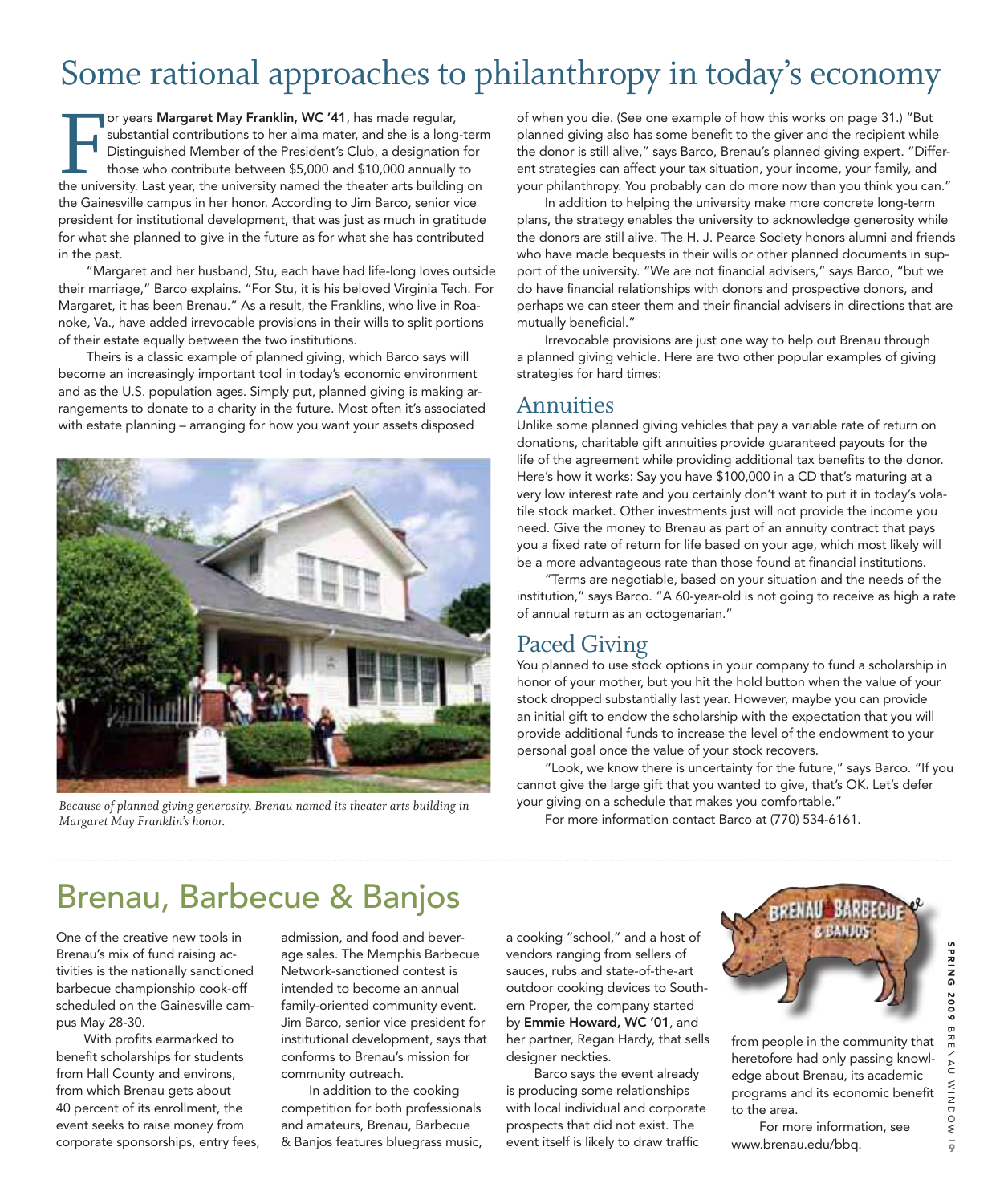# Some rational approaches to philanthropy in today's economy

For years **Margaret May Franklin, WC '41**, has made regular, substantial contributions to her alma mater, and she is a long-term Distinguished Member of the President's Club, a designation for those who contribute between $5,000 and $10,000 annually to the university. Last year, the university named the theater arts building on the Gainesville campus in her honor. According to Jim Barco, senior vice president for institutional development, that was just as much in gratitude for what she planned to give in the future as for what she has contributed in the past.

"Margaret and her husband, Stu, each have had life-long loves outside their marriage," Barco explains. "For Stu, it is his beloved Virginia Tech. For Margaret, it has been Brenau." As a result, the Franklins, who live in Roanoke, Va., have added irrevocable provisions in their wills to split portions of their estate equally between the two institutions.

Theirs is a classic example of planned giving, which Barco says will become an increasingly important tool in today's economic environment and as the U.S. population ages. Simply put, planned giving is making arrangements to donate to a charity in the future. Most often it's associated with estate planning – arranging for how you want your assets disposed of when you die. (See one example of how this works on page 31.) "But planned giving also has some benefit to the giver and the recipient while the donor is still alive," says Barco, Brenau's planned giving expert. "Different strategies can affect your tax situation, your income, your family, and your philanthropy. You probably can do more now than you think you can."

*Because of planned giving generosity, Brenau named its theater arts building in Margaret May Franklin's honor.*

In addition to helping the university make more concrete long-term plans, the strategy enables the university to acknowledge generosity while the donors are still alive. The H. J. Pearce Society honors alumni and friends who have made bequests in their wills or other planned documents in support of the university. "We are not financial advisers," says Barco, "but we do have financial relationships with donors and prospective donors, and perhaps we can steer them and their financial advisers in directions that are mutually beneficial."

Irrevocable provisions are just one way to help out Brenau through a planned giving vehicle. Here are two other popular examples of giving strategies for hard times:

## Annuities

Unlike some planned giving vehicles that pay a variable rate of return on donations, charitable gift annuities provide guaranteed payouts for the life of the agreement while providing additional tax benefits to the donor. Here's how it works: Say you have $100,000 in a CD that's maturing at a very low interest rate and you certainly don't want to put it in today's volatile stock market. Other investments just will not provide the income you need. Give the money to Brenau as part of an annuity contract that pays you a fixed rate of return for life based on your age, which most likely will be a more advantageous rate than those found at financial institutions.

"Terms are negotiable, based on your situation and the needs of the institution," says Barco. "A 60-year-old is not going to receive as high a rate of annual return as an octogenarian."

## Paced Giving

You planned to use stock options in your company to fund a scholarship in honor of your mother, but you hit the hold button when the value of your stock dropped substantially last year. However, maybe you can provide an initial gift to endow the scholarship with the expectation that you will provide additional funds to increase the level of the endowment to your personal goal once the value of your stock recovers.

"Look, we know there is uncertainty for the future," says Barco. "If you cannot give the large gift that you wanted to give, that's OK. Let's defer your giving on a schedule that makes you comfortable."

For more information contact Barco at (770) 534-6161.

# Brenau, Barbecue & Banjos

One of the creative new tools in Brenau's mix of fund raising activities is the nationally sanctioned barbecue championship cook-off scheduled on the Gainesville campus May 28-30.

With profits earmarked to benefit scholarships for students from Hall County and environs, from which Brenau gets about 40 percent of its enrollment, the event seeks to raise money from corporate sponsorships, entry fees, admission, and food and beverage sales. The Memphis Barbecue Network-sanctioned contest is intended to become an annual family-oriented community event. Jim Barco, senior vice president for institutional development, says that conforms to Brenau's mission for community outreach.

In addition to the cooking competition for both professionals and amateurs, Brenau, Barbecue & Banjos features bluegrass music, a cooking "school," and a host of vendors ranging from sellers of sauces, rubs and state-of-the-art outdoor cooking devices to Southern Proper, the company started by **Emmie Howard, WC '01**, and her partner, Regan Hardy, that sells designer neckties.

Barco says the event already is producing some relationships with local individual and corporate prospects that did not exist. The event itself is likely to draw traffic from people in the community that heretofore had only passing knowledge about Brenau, its academic programs and its economic benefit to the area.

For more information, see www.brenau.edu/bbq.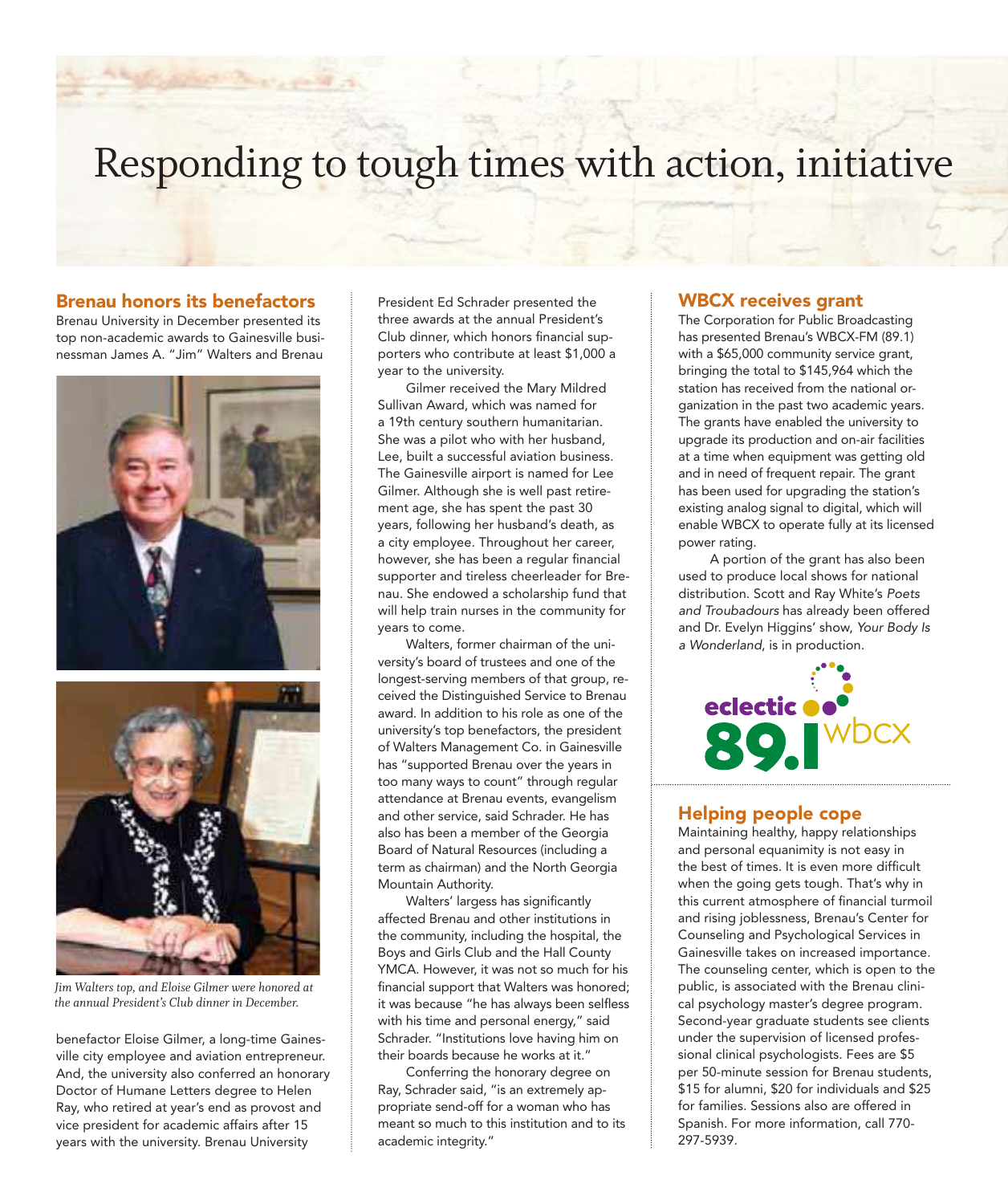# Responding to tough times with action, initiative

## Brenau honors its benefactors

Brenau University in December presented its top non-academic awards to Gainesville businessman James A. "Jim" Walters and Brenau benefactor Eloise Gilmer, a long-time Gainesville city employee and aviation entrepreneur. And, the university also conferred an honorary Doctor of Humane Letters degree to Helen Ray, who retired at year's end as provost and vice president for academic affairs after 15 years with the university. Brenau University President Ed Schrader presented the three awards at the annual President's Club dinner, which honors financial supporters who contribute at least $1,000 a year to the university.

*Jim Walters top, and Eloise Gilmer were honored at the annual President's Club dinner in December.*

Gilmer received the Mary Mildred Sullivan Award, which was named for a 19th century southern humanitarian. She was a pilot who with her husband, Lee, built a successful aviation business. The Gainesville airport is named for Lee Gilmer. Although she is well past retirement age, she has spent the past 30 years, following her husband's death, as a city employee. Throughout her career, however, she has been a regular financial supporter and tireless cheerleader for Brenau. She endowed a scholarship fund that will help train nurses in the community for years to come.

Walters, former chairman of the university's board of trustees and one of the longest-serving members of that group, received the Distinguished Service to Brenau award. In addition to his role as one of the university's top benefactors, the president of Walters Management Co. in Gainesville has "supported Brenau over the years in too many ways to count" through regular attendance at Brenau events, evangelism and other service, said Schrader. He has also has been a member of the Georgia Board of Natural Resources (including a term as chairman) and the North Georgia Mountain Authority.

Walters' largess has significantly affected Brenau and other institutions in the community, including the hospital, the Boys and Girls Club and the Hall County YMCA. However, it was not so much for his financial support that Walters was honored; it was because "he has always been selfless with his time and personal energy," said Schrader. "Institutions love having him on their boards because he works at it."

Conferring the honorary degree on Ray, Schrader said, "is an extremely appropriate send-off for a woman who has meant so much to this institution and to its academic integrity."

## WBCX receives grant

The Corporation for Public Broadcasting has presented Brenau's WBCX-FM (89.1) with a $65,000 community service grant, bringing the total to $145,964 which the station has received from the national organization in the past two academic years. The grants have enabled the university to upgrade its production and on-air facilities at a time when equipment was getting old and in need of frequent repair. The grant has been used for upgrading the station's existing analog signal to digital, which will enable WBCX to operate fully at its licensed power rating.

A portion of the grant has also been used to produce local shows for national distribution. Scott and Ray White's *Poets and Troubadours* has already been offered and Dr. Evelyn Higgins' show, *Your Body Is a Wonderland*, is in production.

eclectic 89.1 wbcx

## Helping people cope

Maintaining healthy, happy relationships and personal equanimity is not easy in the best of times. It is even more difficult when the going gets tough. That's why in this current atmosphere of financial turmoil and rising joblessness, Brenau's Center for Counseling and Psychological Services in Gainesville takes on increased importance. The counseling center, which is open to the public, is associated with the Brenau clinical psychology master's degree program. Second-year graduate students see clients under the supervision of licensed professional clinical psychologists. Fees are $5 per 50-minute session for Brenau students, $15 for alumni, $20 for individuals and $25 for families. Sessions also are offered in Spanish. For more information, call 770-297-5939.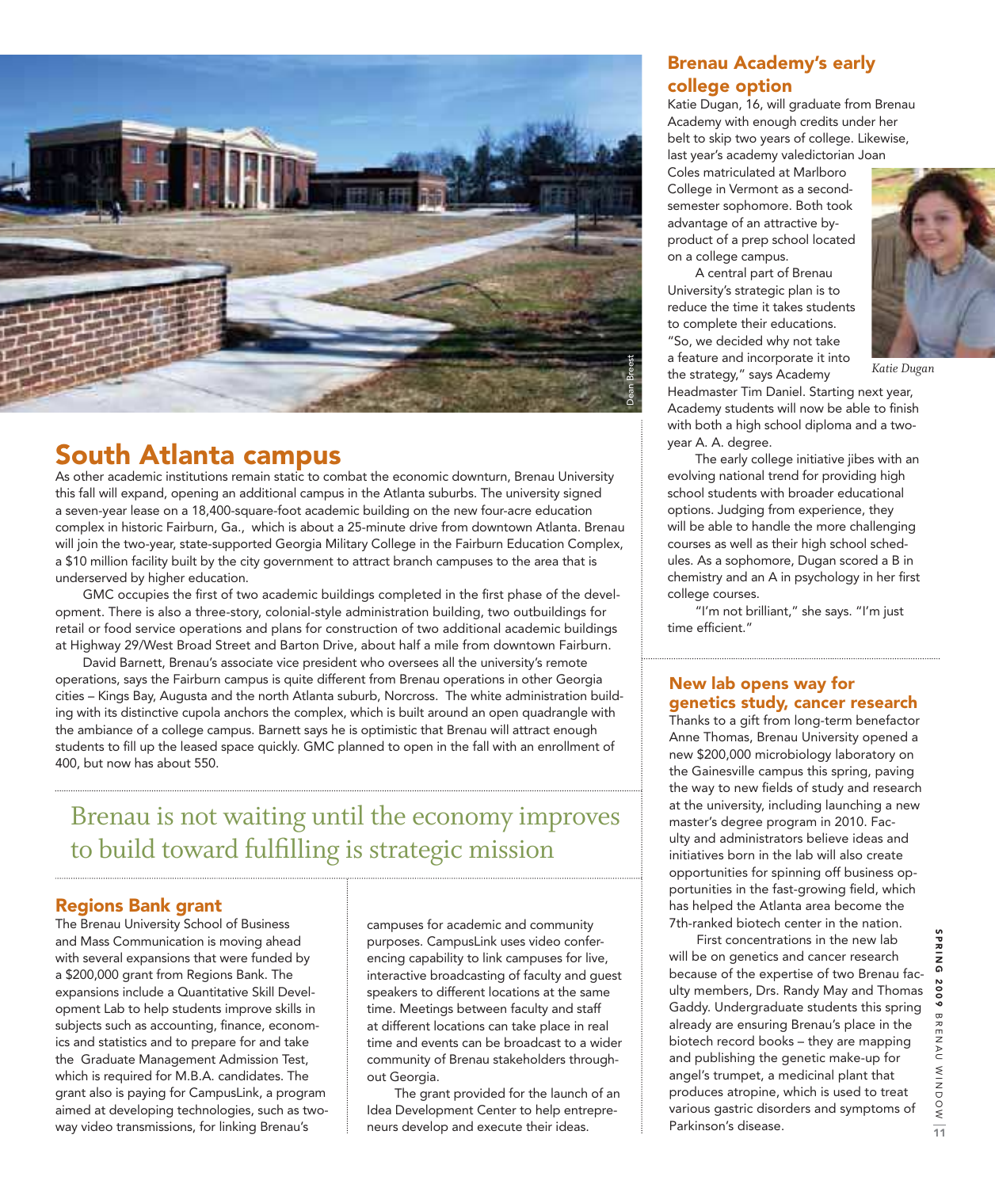## South Atlanta campus

As other academic institutions remain static to combat the economic downturn, Brenau University this fall will expand, opening an additional campus in the Atlanta suburbs. The university signed a seven-year lease on a 18,400-square-foot academic building on the new four-acre education complex in historic Fairburn, Ga., which is about a 25-minute drive from downtown Atlanta. Brenau will join the two-year, state-supported Georgia Military College in the Fairburn Education Complex, a $10 million facility built by the city government to attract branch campuses to the area that is underserved by higher education.

GMC occupies the first of two academic buildings completed in the first phase of the development. There is also a three-story, colonial-style administration building, two outbuildings for retail or food service operations and plans for construction of two additional academic buildings at Highway 29/West Broad Street and Barton Drive, about half a mile from downtown Fairburn.

David Barnett, Brenau's associate vice president who oversees all the university's remote operations, says the Fairburn campus is quite different from Brenau operations in other Georgia cities – Kings Bay, Augusta and the north Atlanta suburb, Norcross. The white administration building with its distinctive cupola anchors the complex, which is built around an open quadrangle with the ambiance of a college campus. Barnett says he is optimistic that Brenau will attract enough students to fill up the leased space quickly. GMC planned to open in the fall with an enrollment of 400, but now has about 550.

Brenau is not waiting until the economy improves to build toward fulfilling is strategic mission

## Regions Bank grant

The Brenau University School of Business and Mass Communication is moving ahead with several expansions that were funded by a $200,000 grant from Regions Bank. The expansions include a Quantitative Skill Development Lab to help students improve skills in subjects such as accounting, finance, economics and statistics and to prepare for and take the Graduate Management Admission Test, which is required for M.B.A. candidates. The grant also is paying for CampusLink, a program aimed at developing technologies, such as two-way video transmissions, for linking Brenau's campuses for academic and community purposes. CampusLink uses video conferencing capability to link campuses for live, interactive broadcasting of faculty and guest speakers to different locations at the same time. Meetings between faculty and staff at different locations can take place in real time and events can be broadcast to a wider community of Brenau stakeholders throughout Georgia.

The grant provided for the launch of an Idea Development Center to help entrepreneurs develop and execute their ideas.

## Brenau Academy's early college option

Katie Dugan, 16, will graduate from Brenau Academy with enough credits under her belt to skip two years of college. Likewise, last year's academy valedictorian Joan Coles matriculated at Marlboro College in Vermont as a second-semester sophomore. Both took advantage of an attractive by-product of a prep school located on a college campus.

A central part of Brenau University's strategic plan is to reduce the time it takes students to complete their educations. "So, we decided why not take a feature and incorporate it into the strategy," says Academy Headmaster Tim Daniel. Starting next year, Academy students will now be able to finish with both a high school diploma and a two-year A. A. degree.

*Katie Dugan*

The early college initiative jibes with an evolving national trend for providing high school students with broader educational options. Judging from experience, they will be able to handle the more challenging courses as well as their high school schedules. As a sophomore, Dugan scored a B in chemistry and an A in psychology in her first college courses.

"I'm not brilliant," she says. "I'm just time efficient."

## New lab opens way for genetics study, cancer research

Thanks to a gift from long-term benefactor Anne Thomas, Brenau University opened a new $200,000 microbiology laboratory on the Gainesville campus this spring, paving the way to new fields of study and research at the university, including launching a new master's degree program in 2010. Faculty and administrators believe ideas and initiatives born in the lab will also create opportunities for spinning off business opportunities in the fast-growing field, which has helped the Atlanta area become the 7th-ranked biotech center in the nation.

First concentrations in the new lab will be on genetics and cancer research because of the expertise of two Brenau faculty members, Drs. Randy May and Thomas Gaddy. Undergraduate students this spring already are ensuring Brenau's place in the biotech record books – they are mapping and publishing the genetic make-up for angel's trumpet, a medicinal plant that produces atropine, which is used to treat various gastric disorders and symptoms of Parkinson's disease.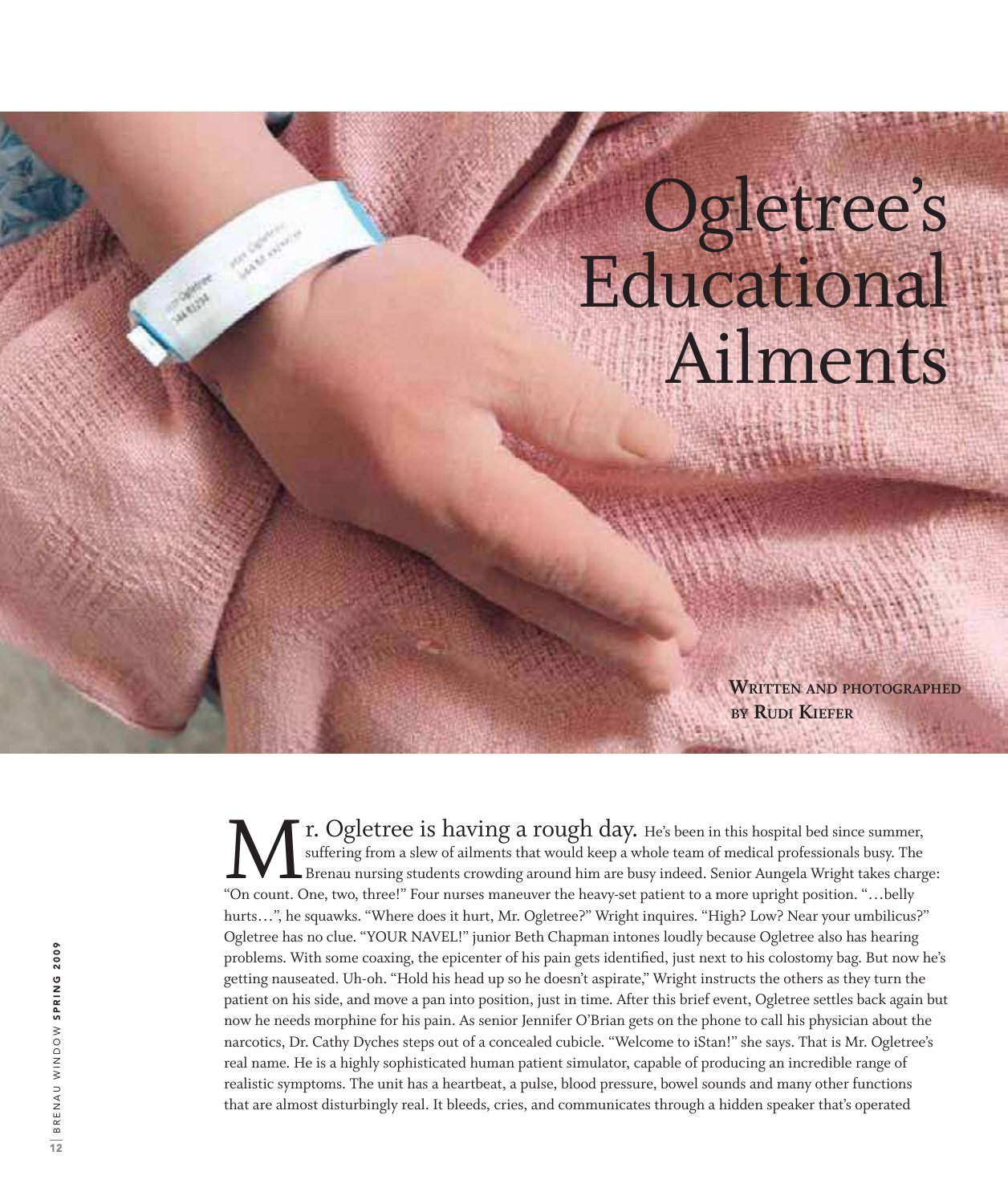# Ogletree's Educational Ailments

**Written and photographed by Rudi Kiefer**

Mr. Ogletree is having a rough day. He's been in this hospital bed since summer, suffering from a slew of ailments that would keep a whole team of medical professionals busy. The Brenau nursing students crowding around him are busy indeed. Senior Aungela Wright takes charge: "On count. One, two, three!" Four nurses maneuver the heavy-set patient to a more upright position. "…belly hurts…", he squawks. "Where does it hurt, Mr. Ogletree?" Wright inquires. "High? Low? Near your umbilicus?" Ogletree has no clue. "YOUR NAVEL!" junior Beth Chapman intones loudly because Ogletree also has hearing problems. With some coaxing, the epicenter of his pain gets identified, just next to his colostomy bag. But now he's getting nauseated. Uh-oh. "Hold his head up so he doesn't aspirate," Wright instructs the others as they turn the patient on his side, and move a pan into position, just in time. After this brief event, Ogletree settles back again but now he needs morphine for his pain. As senior Jennifer O'Brian gets on the phone to call his physician about the narcotics, Dr. Cathy Dyches steps out of a concealed cubicle. "Welcome to iStan!" she says. That is Mr. Ogletree's real name. He is a highly sophisticated human patient simulator, capable of producing an incredible range of realistic symptoms. The unit has a heartbeat, a pulse, blood pressure, bowel sounds and many other functions that are almost disturbingly real. It bleeds, cries, and communicates through a hidden speaker that's operated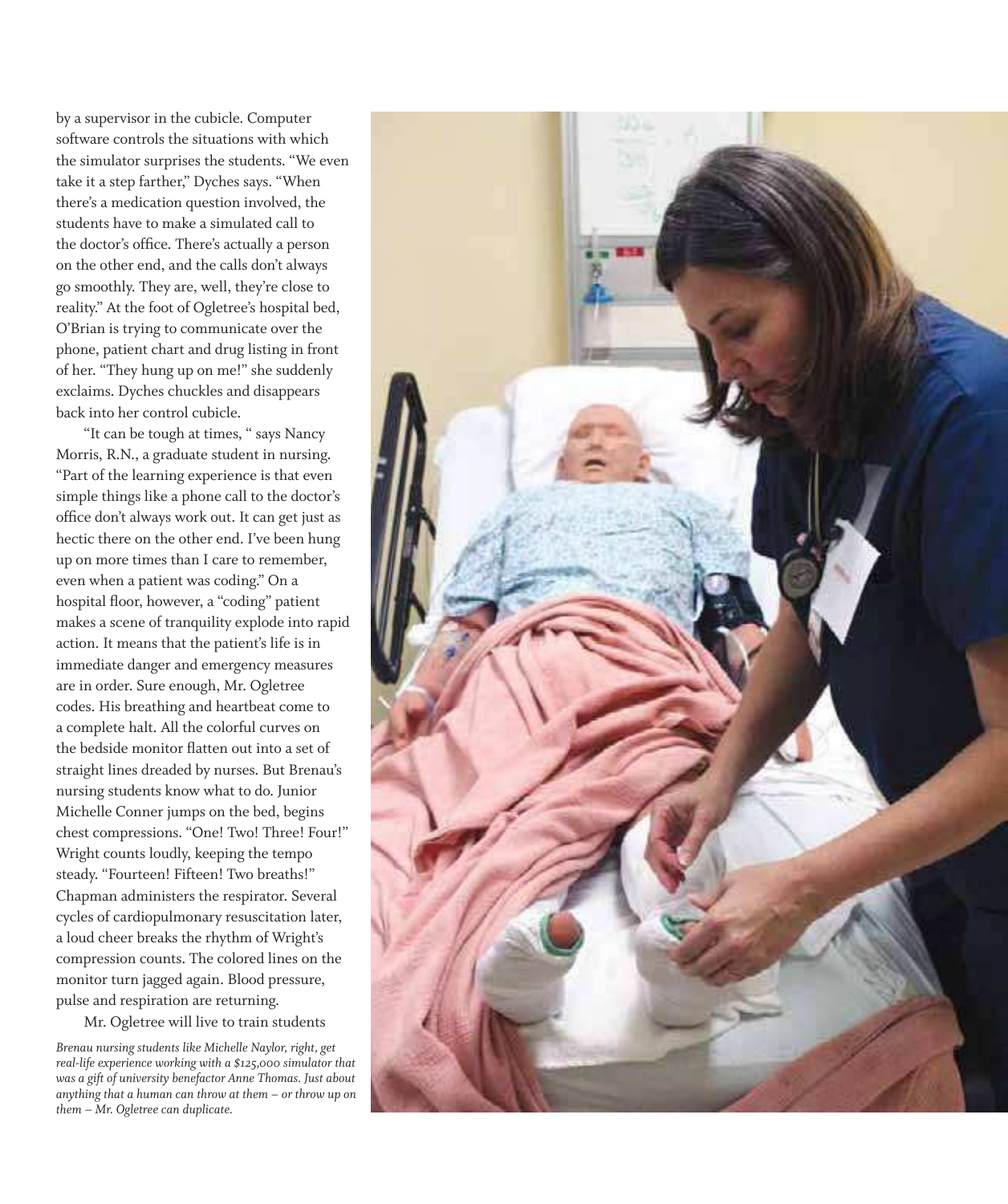by a supervisor in the cubicle. Computer software controls the situations with which the simulator surprises the students. "We even take it a step farther," Dyches says. "When there's a medication question involved, the students have to make a simulated call to the doctor's office. There's actually a person on the other end, and the calls don't always go smoothly. They are, well, they're close to reality." At the foot of Ogletree's hospital bed, O'Brian is trying to communicate over the phone, patient chart and drug listing in front of her. "They hung up on me!" she suddenly exclaims. Dyches chuckles and disappears back into her control cubicle.

"It can be tough at times, " says Nancy Morris, R.N., a graduate student in nursing. "Part of the learning experience is that even simple things like a phone call to the doctor's office don't always work out. It can get just as hectic there on the other end. I've been hung up on more times than I care to remember, even when a patient was coding." On a hospital floor, however, a "coding" patient makes a scene of tranquility explode into rapid action. It means that the patient's life is in immediate danger and emergency measures are in order. Sure enough, Mr. Ogletree codes. His breathing and heartbeat come to a complete halt. All the colorful curves on the bedside monitor flatten out into a set of straight lines dreaded by nurses. But Brenau's nursing students know what to do. Junior Michelle Conner jumps on the bed, begins chest compressions. "One! Two! Three! Four!" Wright counts loudly, keeping the tempo steady. "Fourteen! Fifteen! Two breaths!" Chapman administers the respirator. Several cycles of cardiopulmonary resuscitation later, a loud cheer breaks the rhythm of Wright's compression counts. The colored lines on the monitor turn jagged again. Blood pressure, pulse and respiration are returning.

Mr. Ogletree will live to train students

*Brenau nursing students like Michelle Naylor, right, get real-life experience working with a $125,000 simulator that was a gift of university benefactor Anne Thomas. Just about anything that a human can throw at them – or throw up on them – Mr. Ogletree can duplicate.*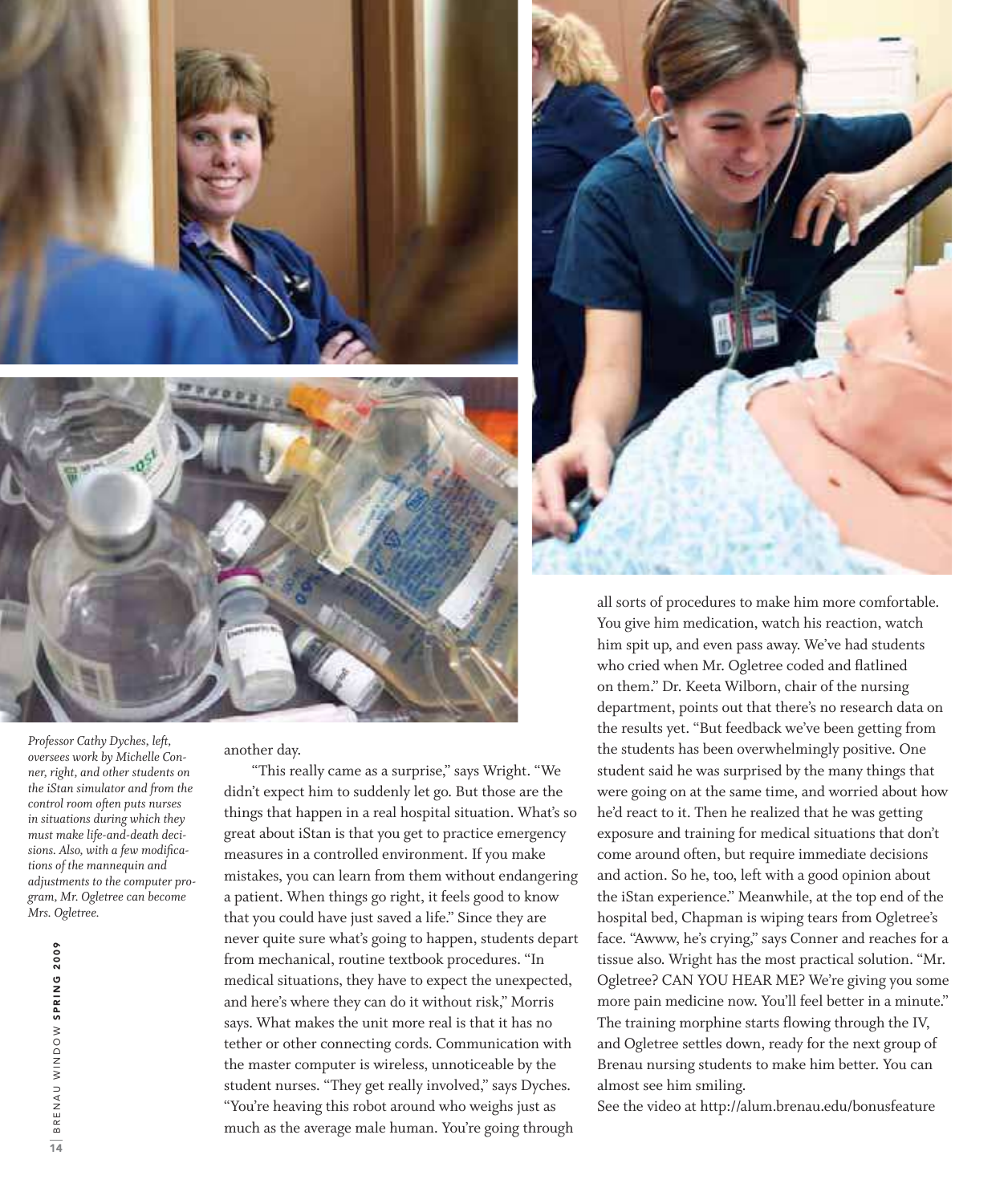*Professor Cathy Dyches, left, oversees work by Michelle Conner, right, and other students on the iStan simulator and from the control room often puts nurses in situations during which they must make life-and-death decisions. Also, with a few modifications of the mannequin and adjustments to the computer program, Mr. Ogletree can become Mrs. Ogletree.*

another day.

"This really came as a surprise," says Wright. "We didn't expect him to suddenly let go. But those are the things that happen in a real hospital situation. What's so great about iStan is that you get to practice emergency measures in a controlled environment. If you make mistakes, you can learn from them without endangering a patient. When things go right, it feels good to know that you could have just saved a life." Since they are never quite sure what's going to happen, students depart from mechanical, routine textbook procedures. "In medical situations, they have to expect the unexpected, and here's where they can do it without risk," Morris says. What makes the unit more real is that it has no tether or other connecting cords. Communication with the master computer is wireless, unnoticeable by the student nurses. "They get really involved," says Dyches. "You're heaving this robot around who weighs just as much as the average male human. You're going through all sorts of procedures to make him more comfortable. You give him medication, watch his reaction, watch him spit up, and even pass away. We've had students who cried when Mr. Ogletree coded and flatlined on them." Dr. Keeta Wilborn, chair of the nursing department, points out that there's no research data on the results yet. "But feedback we've been getting from the students has been overwhelmingly positive. One student said he was surprised by the many things that were going on at the same time, and worried about how he'd react to it. Then he realized that he was getting exposure and training for medical situations that don't come around often, but require immediate decisions and action. So he, too, left with a good opinion about the iStan experience." Meanwhile, at the top end of the hospital bed, Chapman is wiping tears from Ogletree's face. "Awww, he's crying," says Conner and reaches for a tissue also. Wright has the most practical solution. "Mr. Ogletree? CAN YOU HEAR ME? We're giving you some more pain medicine now. You'll feel better in a minute." The training morphine starts flowing through the IV, and Ogletree settles down, ready for the next group of Brenau nursing students to make him better. You can almost see him smiling.

See the video at http://alum.brenau.edu/bonusfeature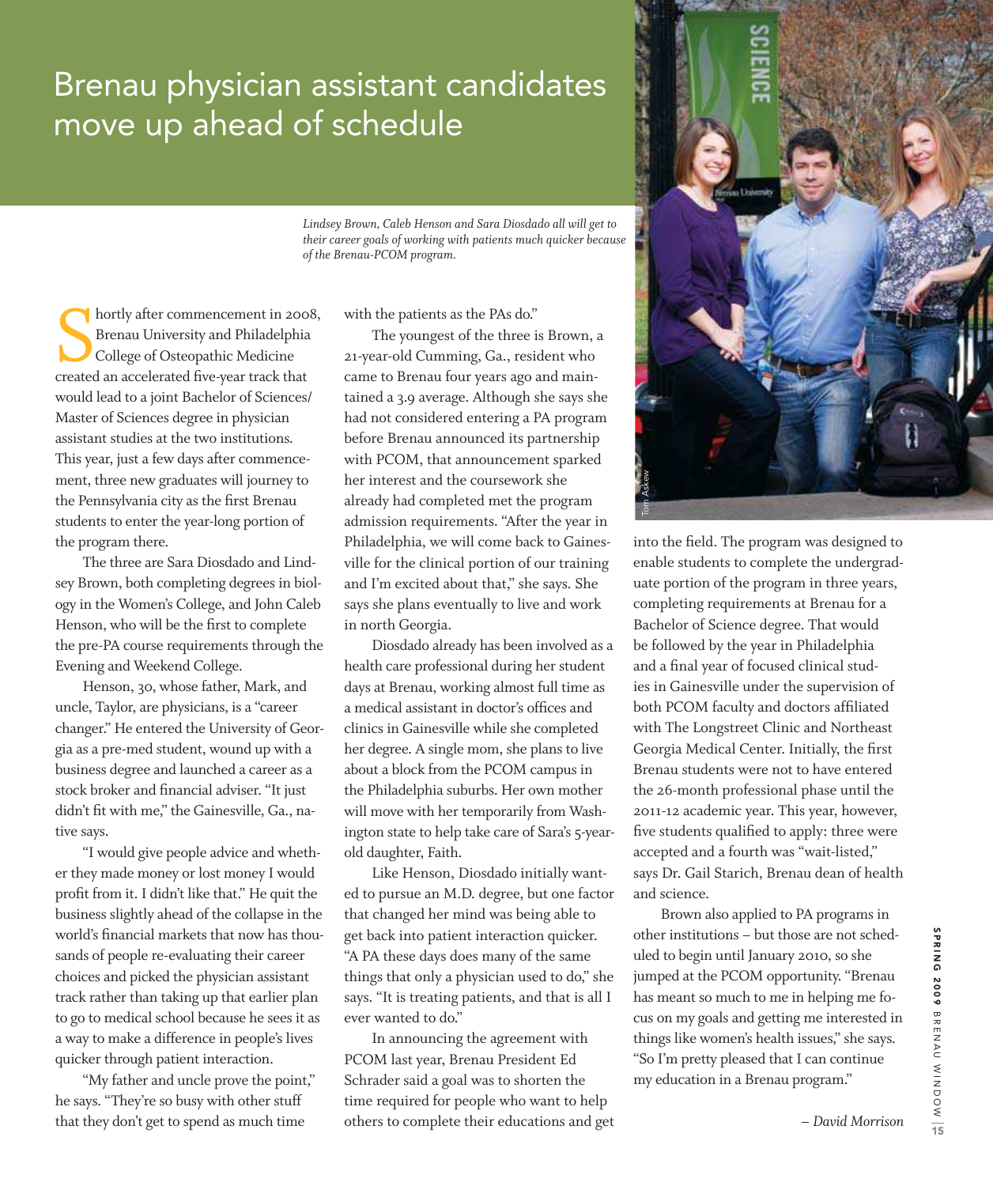# Brenau physician assistant candidates move up ahead of schedule

*Lindsey Brown, Caleb Henson and Sara Diosdado all will get to their career goals of working with patients much quicker because of the Brenau-PCOM program.*

Shortly after commencement in 2008, Brenau University and Philadelphia College of Osteopathic Medicine created an accelerated five-year track that would lead to a joint Bachelor of Sciences/ Master of Sciences degree in physician assistant studies at the two institutions. This year, just a few days after commencement, three new graduates will journey to the Pennsylvania city as the first Brenau students to enter the year-long portion of the program there.

The three are Sara Diosdado and Lindsey Brown, both completing degrees in biology in the Women's College, and John Caleb Henson, who will be the first to complete the pre-PA course requirements through the Evening and Weekend College.

Henson, 30, whose father, Mark, and uncle, Taylor, are physicians, is a "career changer." He entered the University of Georgia as a pre-med student, wound up with a business degree and launched a career as a stock broker and financial adviser. "It just didn't fit with me," the Gainesville, Ga., native says.

"I would give people advice and whether they made money or lost money I would profit from it. I didn't like that." He quit the business slightly ahead of the collapse in the world's financial markets that now has thousands of people re-evaluating their career choices and picked the physician assistant track rather than taking up that earlier plan to go to medical school because he sees it as a way to make a difference in people's lives quicker through patient interaction.

"My father and uncle prove the point," he says. "They're so busy with other stuff that they don't get to spend as much time with the patients as the PAs do."

The youngest of the three is Brown, a 21-year-old Cumming, Ga., resident who came to Brenau four years ago and maintained a 3.9 average. Although she says she had not considered entering a PA program before Brenau announced its partnership with PCOM, that announcement sparked her interest and the coursework she already had completed met the program admission requirements. "After the year in Philadelphia, we will come back to Gainesville for the clinical portion of our training and I'm excited about that," she says. She says she plans eventually to live and work in north Georgia.

Diosdado already has been involved as a health care professional during her student days at Brenau, working almost full time as a medical assistant in doctor's offices and clinics in Gainesville while she completed her degree. A single mom, she plans to live about a block from the PCOM campus in the Philadelphia suburbs. Her own mother will move with her temporarily from Washington state to help take care of Sara's 5-year-old daughter, Faith.

Like Henson, Diosdado initially wanted to pursue an M.D. degree, but one factor that changed her mind was being able to get back into patient interaction quicker. "A PA these days does many of the same things that only a physician used to do," she says. "It is treating patients, and that is all I ever wanted to do."

In announcing the agreement with PCOM last year, Brenau President Ed Schrader said a goal was to shorten the time required for people who want to help others to complete their educations and get into the field. The program was designed to enable students to complete the undergraduate portion of the program in three years, completing requirements at Brenau for a Bachelor of Science degree. That would be followed by the year in Philadelphia and a final year of focused clinical studies in Gainesville under the supervision of both PCOM faculty and doctors affiliated with The Longstreet Clinic and Northeast Georgia Medical Center. Initially, the first Brenau students were not to have entered the 26-month professional phase until the 2011-12 academic year. This year, however, five students qualified to apply: three were accepted and a fourth was "wait-listed," says Dr. Gail Starich, Brenau dean of health and science.

Brown also applied to PA programs in other institutions – but those are not scheduled to begin until January 2010, so she jumped at the PCOM opportunity. "Brenau has meant so much to me in helping me focus on my goals and getting me interested in things like women's health issues," she says. "So I'm pretty pleased that I can continue my education in a Brenau program."

*– David Morrison*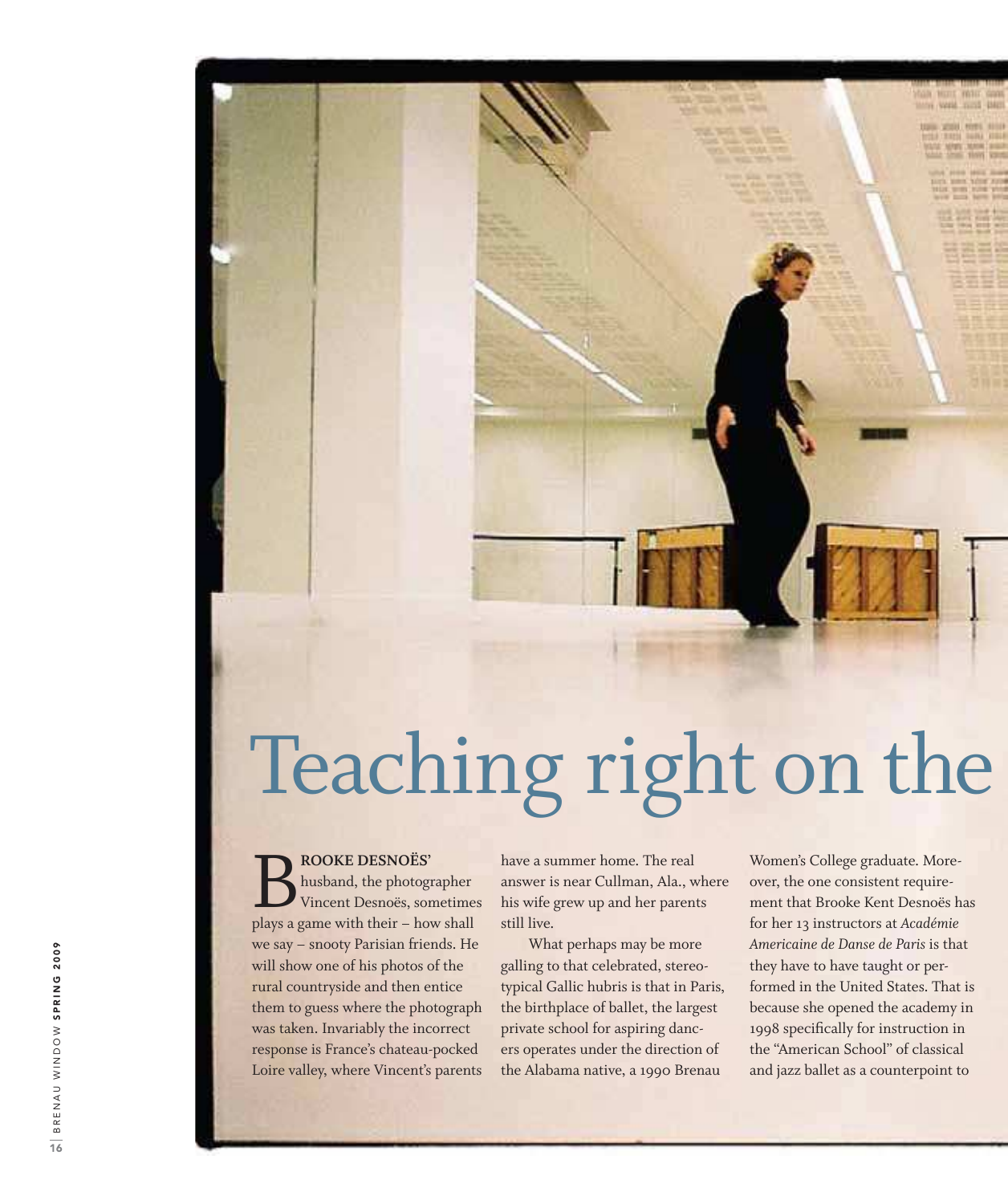# Teaching right on the

**BROOKE DESNOËS'** husband, the photographer Vincent Desnoës, sometimes plays a game with their – how shall we say – snooty Parisian friends. He will show one of his photos of the rural countryside and then entice them to guess where the photograph was taken. Invariably the incorrect response is France's chateau-pocked Loire valley, where Vincent's parents have a summer home. The real answer is near Cullman, Ala., where his wife grew up and her parents still live.

What perhaps may be more galling to that celebrated, stereotypical Gallic hubris is that in Paris, the birthplace of ballet, the largest private school for aspiring dancers operates under the direction of the Alabama native, a 1990 Brenau Women's College graduate. Moreover, the one consistent requirement that Brooke Kent Desnoës has for her 13 instructors at *Académie Americaine de Danse de Paris* is that they have to have taught or performed in the United States. That is because she opened the academy in 1998 specifically for instruction in the "American School" of classical and jazz ballet as a counterpoint to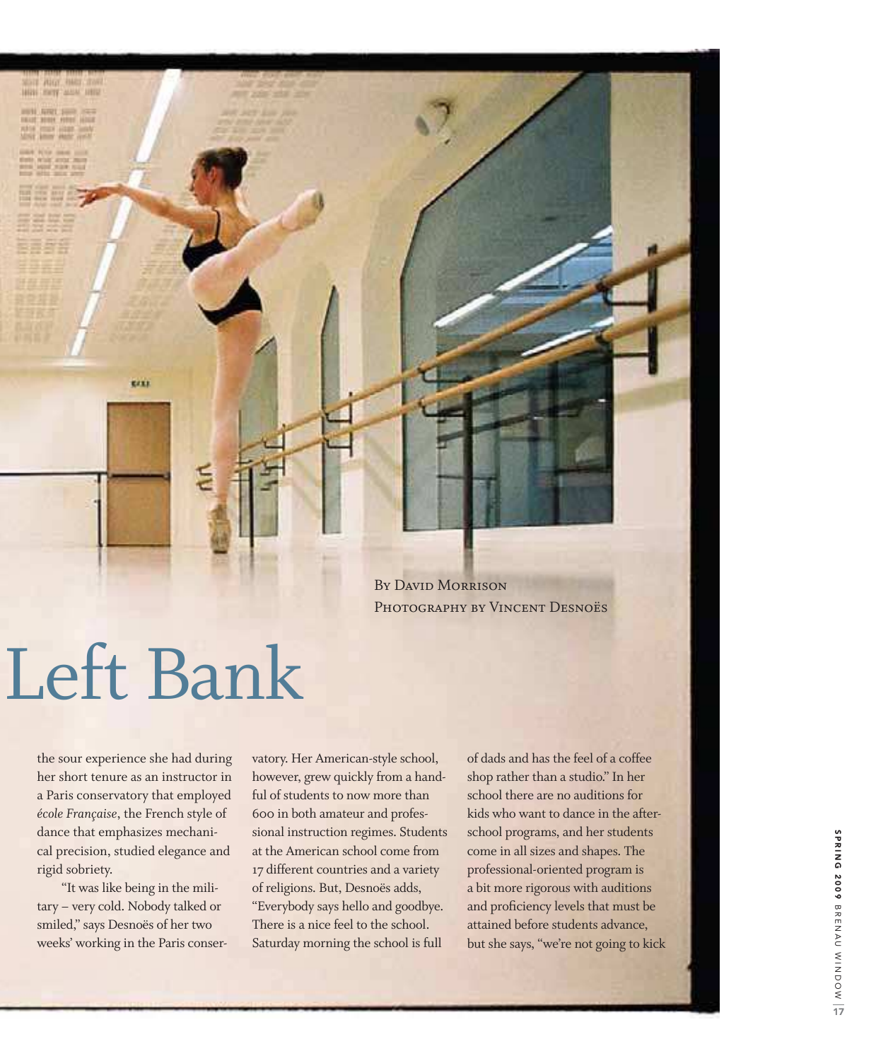By David Morrison
Photography by Vincent Desnoës

# Left Bank

the sour experience she had during her short tenure as an instructor in a Paris conservatory that employed *école Française*, the French style of dance that emphasizes mechanical precision, studied elegance and rigid sobriety.

"It was like being in the military – very cold. Nobody talked or smiled," says Desnoës of her two weeks' working in the Paris conservatory. Her American-style school, however, grew quickly from a handful of students to now more than 600 in both amateur and professional instruction regimes. Students at the American school come from 17 different countries and a variety of religions. But, Desnoës adds, "Everybody says hello and goodbye. There is a nice feel to the school. Saturday morning the school is full of dads and has the feel of a coffee shop rather than a studio." In her school there are no auditions for kids who want to dance in the after-school programs, and her students come in all sizes and shapes. The professional-oriented program is a bit more rigorous with auditions and proficiency levels that must be attained before students advance, but she says, "we're not going to kick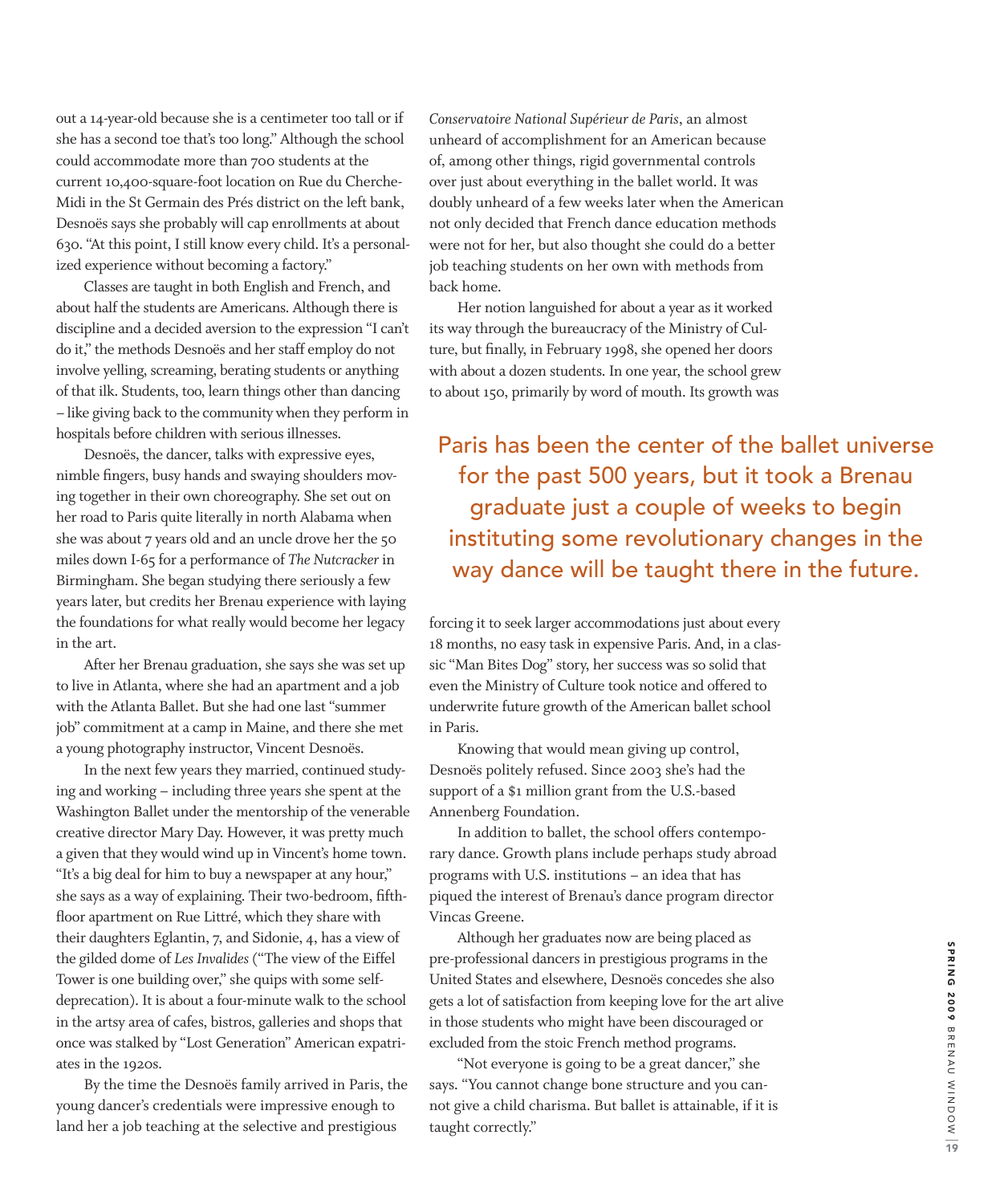out a 14-year-old because she is a centimeter too tall or if she has a second toe that's too long." Although the school could accommodate more than 700 students at the current 10,400-square-foot location on Rue du Cherche-Midi in the St Germain des Prés district on the left bank, Desnoës says she probably will cap enrollments at about 630. "At this point, I still know every child. It's a personalized experience without becoming a factory."

Classes are taught in both English and French, and about half the students are Americans. Although there is discipline and a decided aversion to the expression "I can't do it," the methods Desnoës and her staff employ do not involve yelling, screaming, berating students or anything of that ilk. Students, too, learn things other than dancing – like giving back to the community when they perform in hospitals before children with serious illnesses.

Desnoës, the dancer, talks with expressive eyes, nimble fingers, busy hands and swaying shoulders moving together in their own choreography. She set out on her road to Paris quite literally in north Alabama when she was about 7 years old and an uncle drove her the 50 miles down I-65 for a performance of *The Nutcracker* in Birmingham. She began studying there seriously a few years later, but credits her Brenau experience with laying the foundations for what really would become her legacy in the art.

After her Brenau graduation, she says she was set up to live in Atlanta, where she had an apartment and a job with the Atlanta Ballet. But she had one last "summer job" commitment at a camp in Maine, and there she met a young photography instructor, Vincent Desnoës.

In the next few years they married, continued studying and working – including three years she spent at the Washington Ballet under the mentorship of the venerable creative director Mary Day. However, it was pretty much a given that they would wind up in Vincent's home town. "It's a big deal for him to buy a newspaper at any hour," she says as a way of explaining. Their two-bedroom, fifth-floor apartment on Rue Littré, which they share with their daughters Eglantin, 7, and Sidonie, 4, has a view of the gilded dome of *Les Invalides* ("The view of the Eiffel Tower is one building over," she quips with some self-deprecation). It is about a four-minute walk to the school in the artsy area of cafes, bistros, galleries and shops that once was stalked by "Lost Generation" American expatriates in the 1920s.

By the time the Desnoës family arrived in Paris, the young dancer's credentials were impressive enough to land her a job teaching at the selective and prestigious *Conservatoire National Supérieur de Paris*, an almost unheard of accomplishment for an American because of, among other things, rigid governmental controls over just about everything in the ballet world. It was doubly unheard of a few weeks later when the American not only decided that French dance education methods were not for her, but also thought she could do a better job teaching students on her own with methods from back home.

Her notion languished for about a year as it worked its way through the bureaucracy of the Ministry of Culture, but finally, in February 1998, she opened her doors with about a dozen students. In one year, the school grew to about 150, primarily by word of mouth. Its growth was forcing it to seek larger accommodations just about every 18 months, no easy task in expensive Paris. And, in a classic "Man Bites Dog" story, her success was so solid that even the Ministry of Culture took notice and offered to underwrite future growth of the American ballet school in Paris.

> Paris has been the center of the ballet universe for the past 500 years, but it took a Brenau graduate just a couple of weeks to begin instituting some revolutionary changes in the way dance will be taught there in the future.

Knowing that would mean giving up control, Desnoës politely refused. Since 2003 she's had the support of a $1 million grant from the U.S.-based Annenberg Foundation.

In addition to ballet, the school offers contemporary dance. Growth plans include perhaps study abroad programs with U.S. institutions – an idea that has piqued the interest of Brenau's dance program director Vincas Greene.

Although her graduates now are being placed as pre-professional dancers in prestigious programs in the United States and elsewhere, Desnoës concedes she also gets a lot of satisfaction from keeping love for the art alive in those students who might have been discouraged or excluded from the stoic French method programs.

"Not everyone is going to be a great dancer," she says. "You cannot change bone structure and you cannot give a child charisma. But ballet is attainable, if it is taught correctly."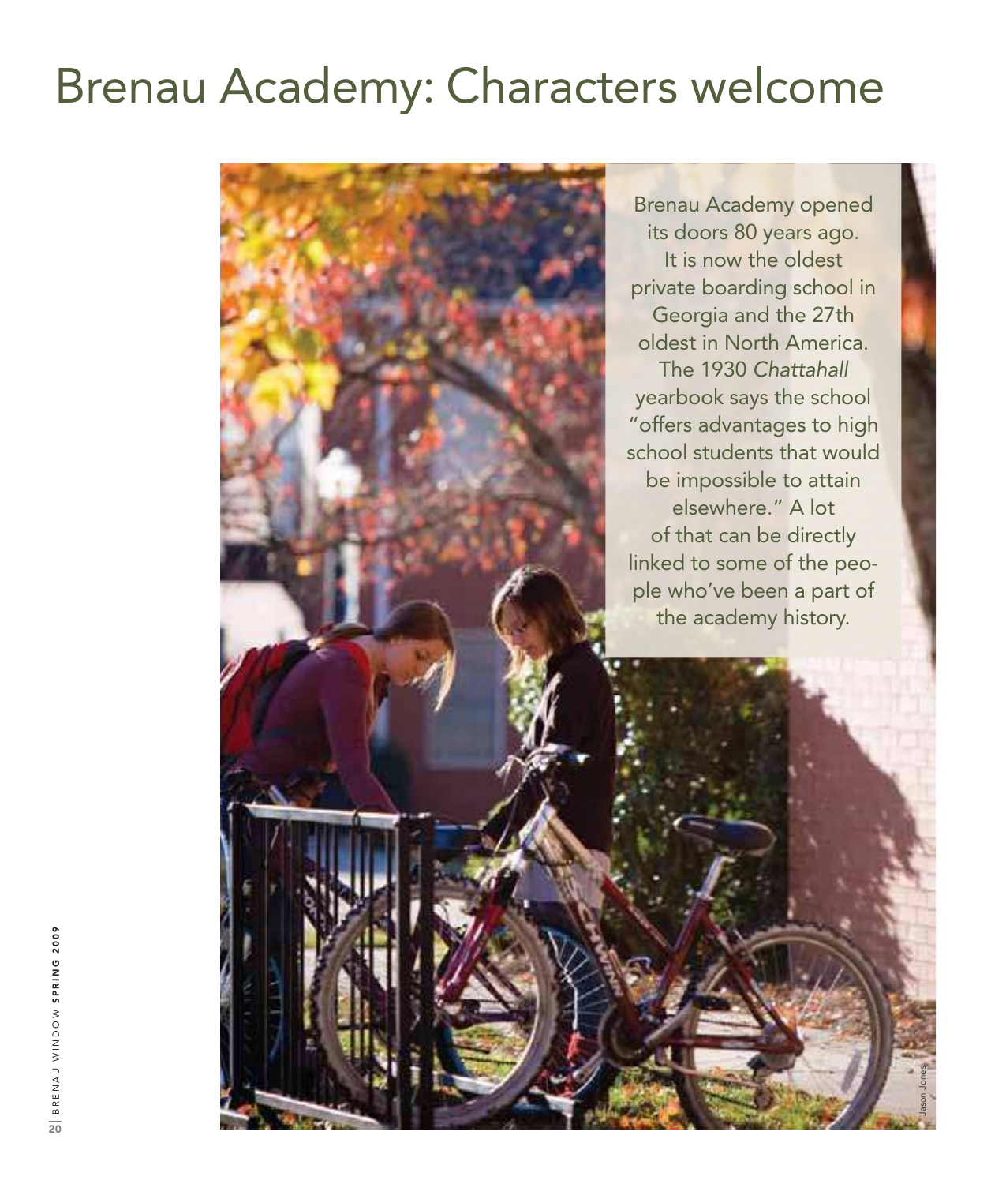# Brenau Academy: Characters welcome

Brenau Academy opened its doors 80 years ago. It is now the oldest private boarding school in Georgia and the 27th oldest in North America. The 1930 *Chattahall* yearbook says the school "offers advantages to high school students that would be impossible to attain elsewhere." A lot of that can be directly linked to some of the people who've been a part of the academy history.

Jason Jones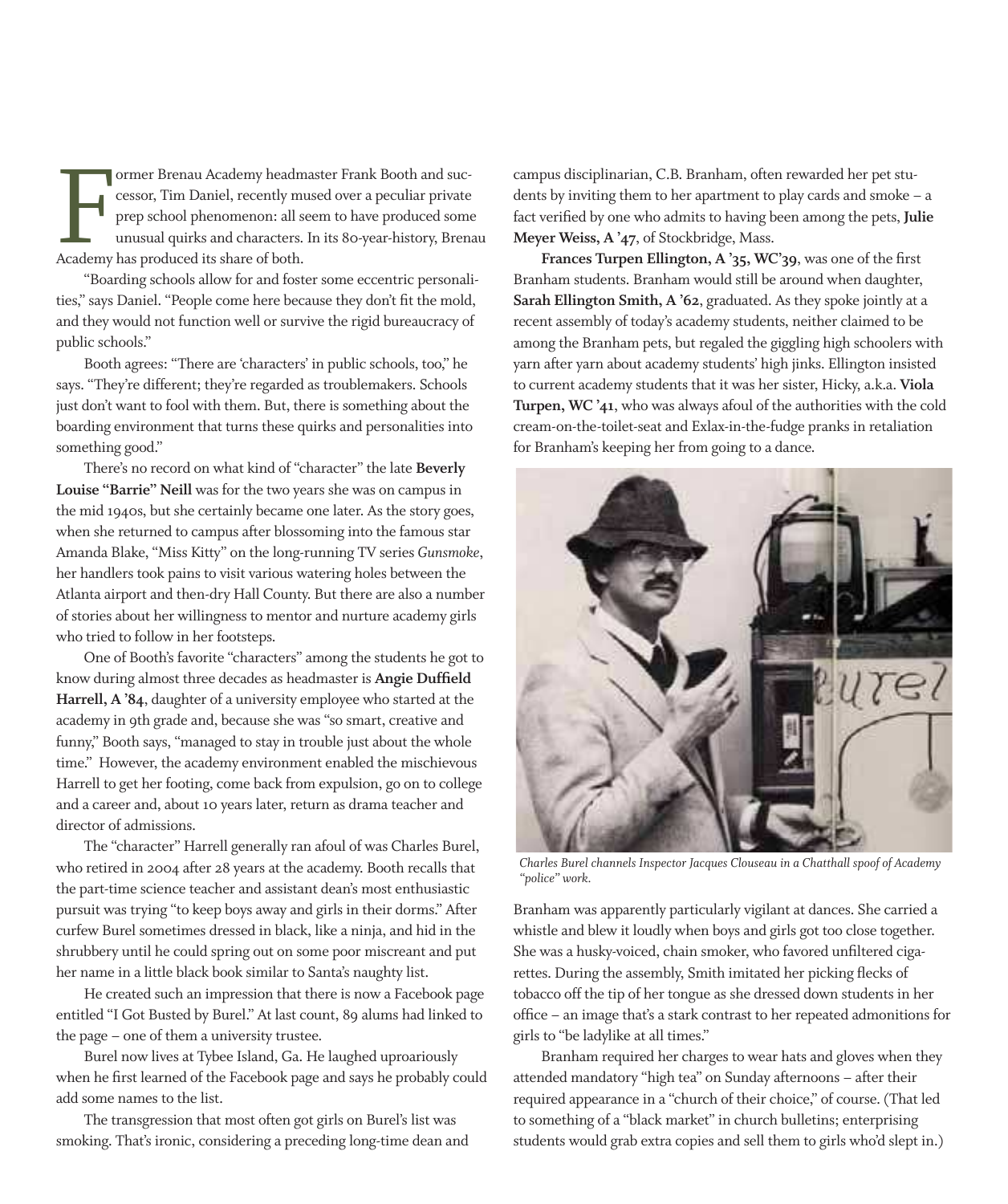Former Brenau Academy headmaster Frank Booth and successor, Tim Daniel, recently mused over a peculiar private prep school phenomenon: all seem to have produced some unusual quirks and characters. In its 80-year-history, Brenau Academy has produced its share of both.

"Boarding schools allow for and foster some eccentric personalities," says Daniel. "People come here because they don't fit the mold, and they would not function well or survive the rigid bureaucracy of public schools."

Booth agrees: "There are 'characters' in public schools, too," he says. "They're different; they're regarded as troublemakers. Schools just don't want to fool with them. But, there is something about the boarding environment that turns these quirks and personalities into something good."

There's no record on what kind of "character" the late **Beverly Louise "Barrie" Neill** was for the two years she was on campus in the mid 1940s, but she certainly became one later. As the story goes, when she returned to campus after blossoming into the famous star Amanda Blake, "Miss Kitty" on the long-running TV series *Gunsmoke*, her handlers took pains to visit various watering holes between the Atlanta airport and then-dry Hall County. But there are also a number of stories about her willingness to mentor and nurture academy girls who tried to follow in her footsteps.

One of Booth's favorite "characters" among the students he got to know during almost three decades as headmaster is **Angie Duffield Harrell, A '84**, daughter of a university employee who started at the academy in 9th grade and, because she was "so smart, creative and funny," Booth says, "managed to stay in trouble just about the whole time." However, the academy environment enabled the mischievous Harrell to get her footing, come back from expulsion, go on to college and a career and, about 10 years later, return as drama teacher and director of admissions.

The "character" Harrell generally ran afoul of was Charles Burel, who retired in 2004 after 28 years at the academy. Booth recalls that the part-time science teacher and assistant dean's most enthusiastic pursuit was trying "to keep boys away and girls in their dorms." After curfew Burel sometimes dressed in black, like a ninja, and hid in the shrubbery until he could spring out on some poor miscreant and put her name in a little black book similar to Santa's naughty list.

He created such an impression that there is now a Facebook page entitled "I Got Busted by Burel." At last count, 89 alums had linked to the page – one of them a university trustee.

Burel now lives at Tybee Island, Ga. He laughed uproariously when he first learned of the Facebook page and says he probably could add some names to the list.

The transgression that most often got girls on Burel's list was smoking. That's ironic, considering a preceding long-time dean and campus disciplinarian, C.B. Branham, often rewarded her pet students by inviting them to her apartment to play cards and smoke – a fact verified by one who admits to having been among the pets, **Julie Meyer Weiss, A '47**, of Stockbridge, Mass.

**Frances Turpen Ellington, A '35, WC'39**, was one of the first Branham students. Branham would still be around when daughter, **Sarah Ellington Smith, A '62**, graduated. As they spoke jointly at a recent assembly of today's academy students, neither claimed to be among the Branham pets, but regaled the giggling high schoolers with yarn after yarn about academy students' high jinks. Ellington insisted to current academy students that it was her sister, Hicky, a.k.a. **Viola Turpen, WC '41**, who was always afoul of the authorities with the cold cream-on-the-toilet-seat and Exlax-in-the-fudge pranks in retaliation for Branham's keeping her from going to a dance.

*Charles Burel channels Inspector Jacques Clouseau in a Chatthall spoof of Academy "police" work.*

Branham was apparently particularly vigilant at dances. She carried a whistle and blew it loudly when boys and girls got too close together. She was a husky-voiced, chain smoker, who favored unfiltered cigarettes. During the assembly, Smith imitated her picking flecks of tobacco off the tip of her tongue as she dressed down students in her office – an image that's a stark contrast to her repeated admonitions for girls to "be ladylike at all times."

Branham required her charges to wear hats and gloves when they attended mandatory "high tea" on Sunday afternoons – after their required appearance in a "church of their choice," of course. (That led to something of a "black market" in church bulletins; enterprising students would grab extra copies and sell them to girls who'd slept in.)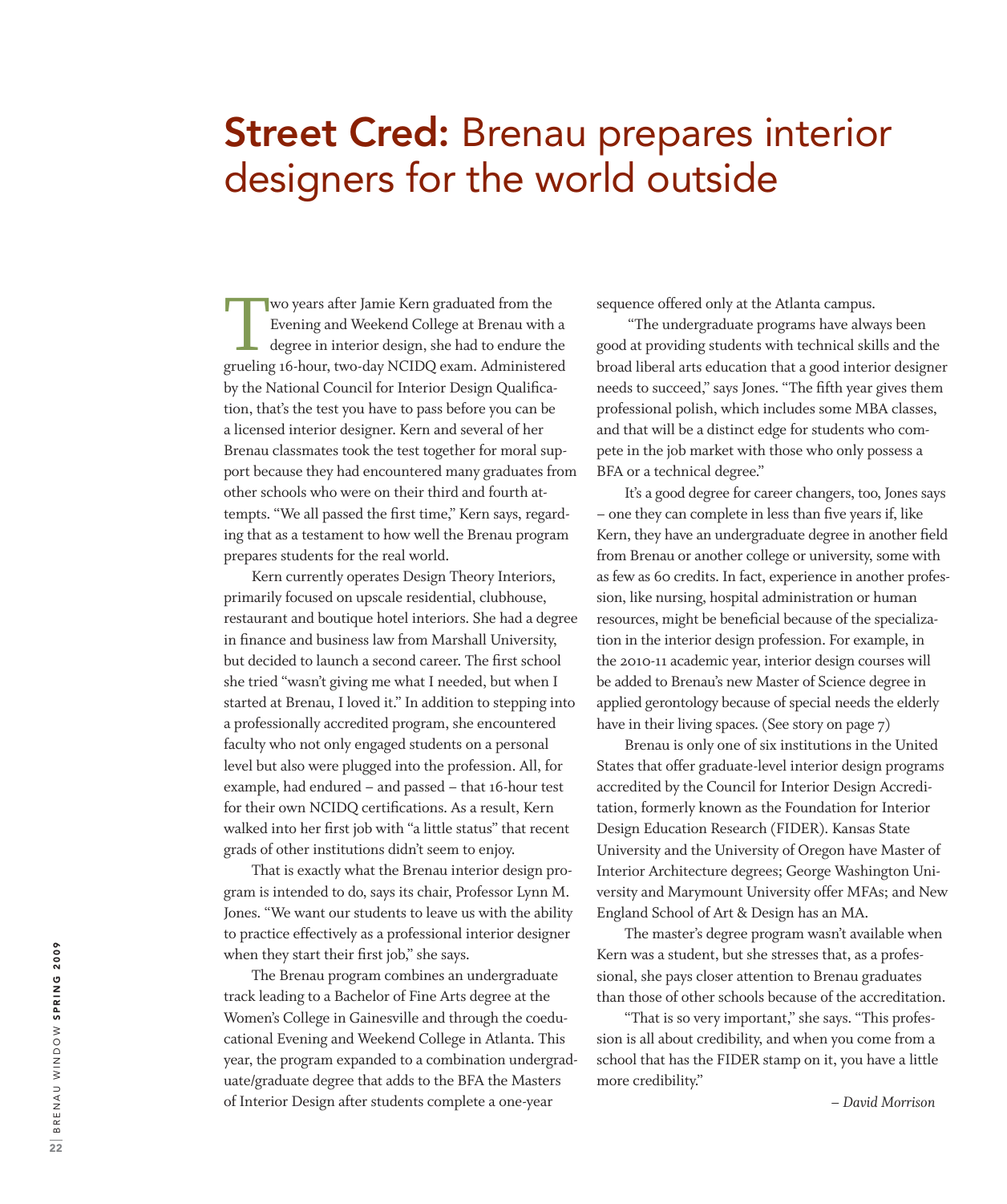# **Street Cred:** Brenau prepares interior designers for the world outside

Two years after Jamie Kern graduated from the Evening and Weekend College at Brenau with a degree in interior design, she had to endure the grueling 16-hour, two-day NCIDQ exam. Administered by the National Council for Interior Design Qualification, that's the test you have to pass before you can be a licensed interior designer. Kern and several of her Brenau classmates took the test together for moral support because they had encountered many graduates from other schools who were on their third and fourth attempts. "We all passed the first time," Kern says, regarding that as a testament to how well the Brenau program prepares students for the real world.

Kern currently operates Design Theory Interiors, primarily focused on upscale residential, clubhouse, restaurant and boutique hotel interiors. She had a degree in finance and business law from Marshall University, but decided to launch a second career. The first school she tried "wasn't giving me what I needed, but when I started at Brenau, I loved it." In addition to stepping into a professionally accredited program, she encountered faculty who not only engaged students on a personal level but also were plugged into the profession. All, for example, had endured – and passed – that 16-hour test for their own NCIDQ certifications. As a result, Kern walked into her first job with "a little status" that recent grads of other institutions didn't seem to enjoy.

That is exactly what the Brenau interior design program is intended to do, says its chair, Professor Lynn M. Jones. "We want our students to leave us with the ability to practice effectively as a professional interior designer when they start their first job," she says.

The Brenau program combines an undergraduate track leading to a Bachelor of Fine Arts degree at the Women's College in Gainesville and through the coeducational Evening and Weekend College in Atlanta. This year, the program expanded to a combination undergraduate/graduate degree that adds to the BFA the Masters of Interior Design after students complete a one-year sequence offered only at the Atlanta campus.

"The undergraduate programs have always been good at providing students with technical skills and the broad liberal arts education that a good interior designer needs to succeed," says Jones. "The fifth year gives them professional polish, which includes some MBA classes, and that will be a distinct edge for students who compete in the job market with those who only possess a BFA or a technical degree."

It's a good degree for career changers, too, Jones says – one they can complete in less than five years if, like Kern, they have an undergraduate degree in another field from Brenau or another college or university, some with as few as 60 credits. In fact, experience in another profession, like nursing, hospital administration or human resources, might be beneficial because of the specialization in the interior design profession. For example, in the 2010-11 academic year, interior design courses will be added to Brenau's new Master of Science degree in applied gerontology because of special needs the elderly have in their living spaces. (See story on page 7)

Brenau is only one of six institutions in the United States that offer graduate-level interior design programs accredited by the Council for Interior Design Accreditation, formerly known as the Foundation for Interior Design Education Research (FIDER). Kansas State University and the University of Oregon have Master of Interior Architecture degrees; George Washington University and Marymount University offer MFAs; and New England School of Art & Design has an MA.

The master's degree program wasn't available when Kern was a student, but she stresses that, as a professional, she pays closer attention to Brenau graduates than those of other schools because of the accreditation.

"That is so very important," she says. "This profession is all about credibility, and when you come from a school that has the FIDER stamp on it, you have a little more credibility."

*– David Morrison*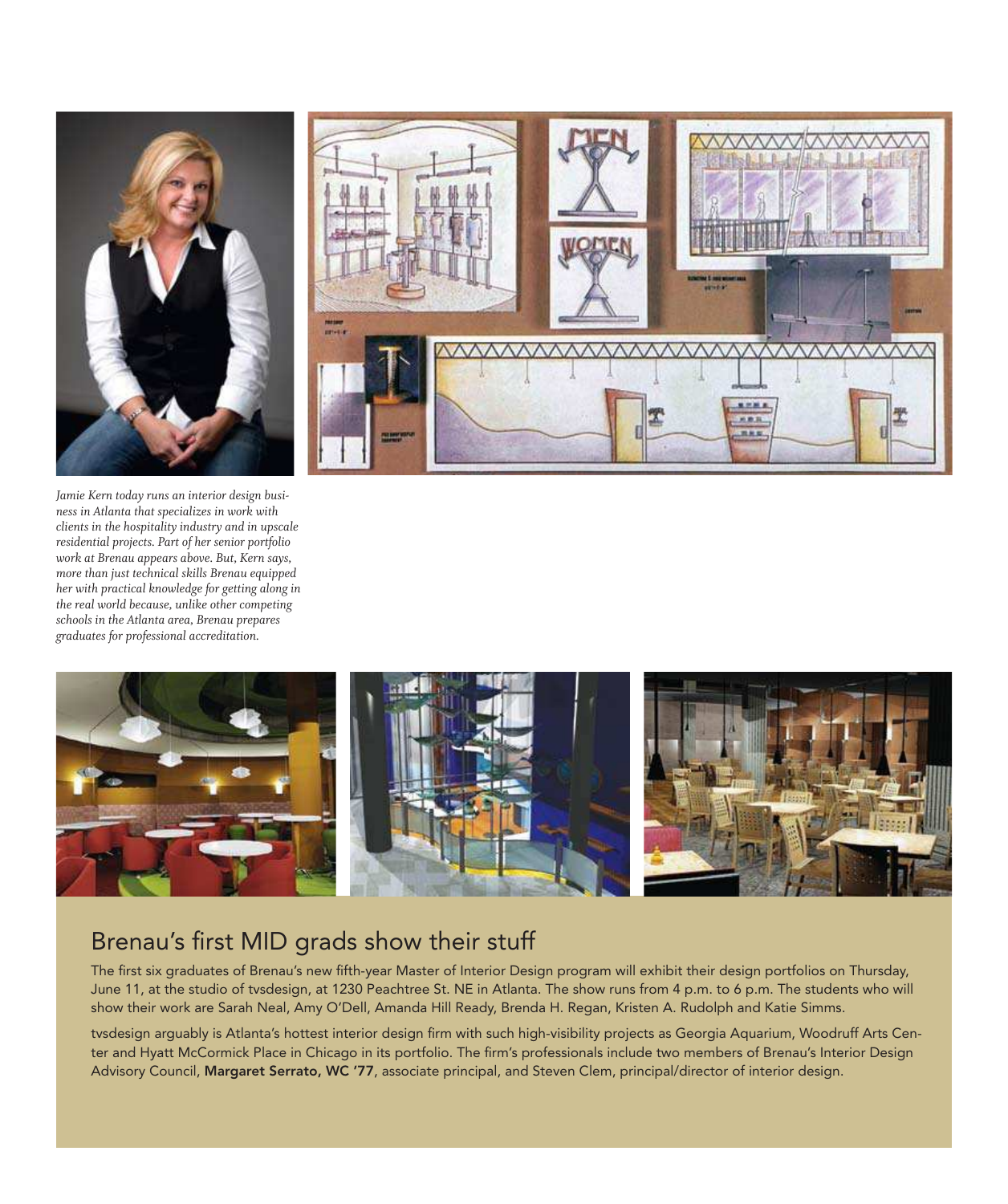*Jamie Kern today runs an interior design business in Atlanta that specializes in work with clients in the hospitality industry and in upscale residential projects. Part of her senior portfolio work at Brenau appears above. But, Kern says, more than just technical skills Brenau equipped her with practical knowledge for getting along in the real world because, unlike other competing schools in the Atlanta area, Brenau prepares graduates for professional accreditation.*

## Brenau's first MID grads show their stuff

The first six graduates of Brenau's new fifth-year Master of Interior Design program will exhibit their design portfolios on Thursday, June 11, at the studio of tvsdesign, at 1230 Peachtree St. NE in Atlanta. The show runs from 4 p.m. to 6 p.m. The students who will show their work are Sarah Neal, Amy O'Dell, Amanda Hill Ready, Brenda H. Regan, Kristen A. Rudolph and Katie Simms.

tvsdesign arguably is Atlanta's hottest interior design firm with such high-visibility projects as Georgia Aquarium, Woodruff Arts Center and Hyatt McCormick Place in Chicago in its portfolio. The firm's professionals include two members of Brenau's Interior Design Advisory Council, **Margaret Serrato, WC '77**, associate principal, and Steven Clem, principal/director of interior design.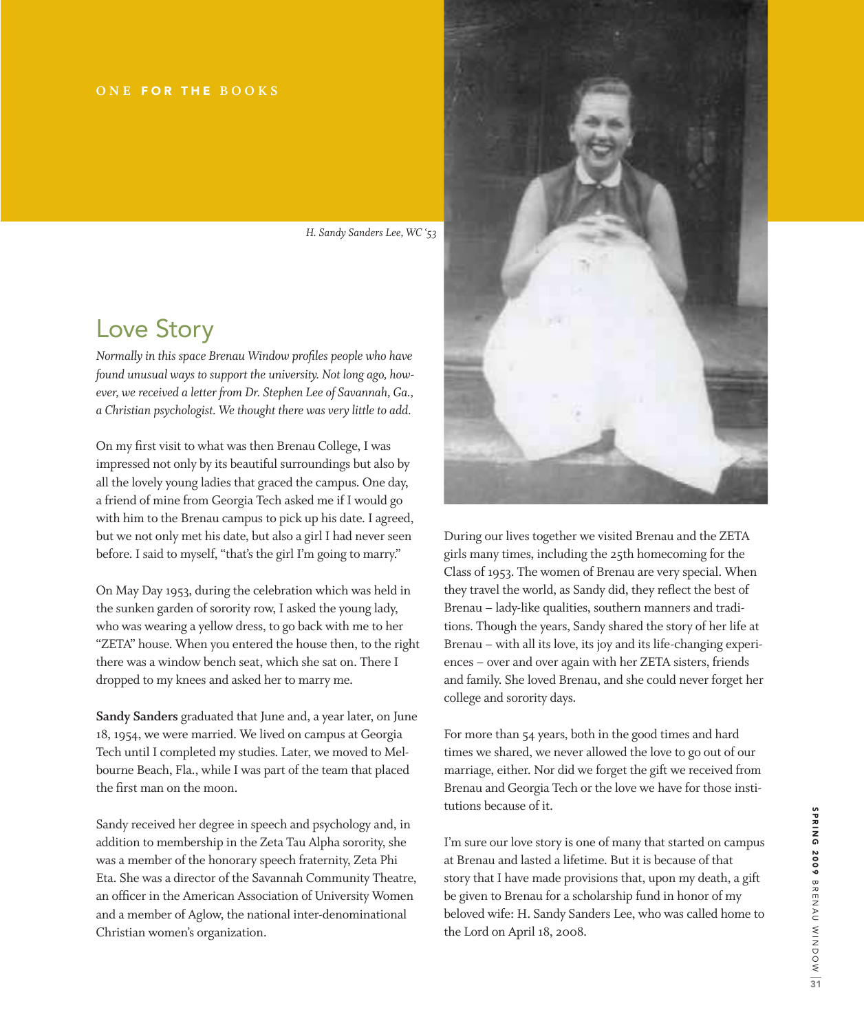ONE FOR THE BOOKS

*H. Sandy Sanders Lee, WC '53*

## Love Story

*Normally in this space Brenau Window profiles people who have found unusual ways to support the university. Not long ago, however, we received a letter from Dr. Stephen Lee of Savannah, Ga., a Christian psychologist. We thought there was very little to add.*

On my first visit to what was then Brenau College, I was impressed not only by its beautiful surroundings but also by all the lovely young ladies that graced the campus. One day, a friend of mine from Georgia Tech asked me if I would go with him to the Brenau campus to pick up his date. I agreed, but we not only met his date, but also a girl I had never seen before. I said to myself, "that's the girl I'm going to marry."

On May Day 1953, during the celebration which was held in the sunken garden of sorority row, I asked the young lady, who was wearing a yellow dress, to go back with me to her "ZETA" house. When you entered the house then, to the right there was a window bench seat, which she sat on. There I dropped to my knees and asked her to marry me.

**Sandy Sanders** graduated that June and, a year later, on June 18, 1954, we were married. We lived on campus at Georgia Tech until I completed my studies. Later, we moved to Melbourne Beach, Fla., while I was part of the team that placed the first man on the moon.

Sandy received her degree in speech and psychology and, in addition to membership in the Zeta Tau Alpha sorority, she was a member of the honorary speech fraternity, Zeta Phi Eta. She was a director of the Savannah Community Theatre, an officer in the American Association of University Women and a member of Aglow, the national inter-denominational Christian women's organization.

During our lives together we visited Brenau and the ZETA girls many times, including the 25th homecoming for the Class of 1953. The women of Brenau are very special. When they travel the world, as Sandy did, they reflect the best of Brenau – lady-like qualities, southern manners and traditions. Though the years, Sandy shared the story of her life at Brenau – with all its love, its joy and its life-changing experiences – over and over again with her ZETA sisters, friends and family. She loved Brenau, and she could never forget her college and sorority days.

For more than 54 years, both in the good times and hard times we shared, we never allowed the love to go out of our marriage, either. Nor did we forget the gift we received from Brenau and Georgia Tech or the love we have for those institutions because of it.

I'm sure our love story is one of many that started on campus at Brenau and lasted a lifetime. But it is because of that story that I have made provisions that, upon my death, a gift be given to Brenau for a scholarship fund in honor of my beloved wife: H. Sandy Sanders Lee, who was called home to the Lord on April 18, 2008.